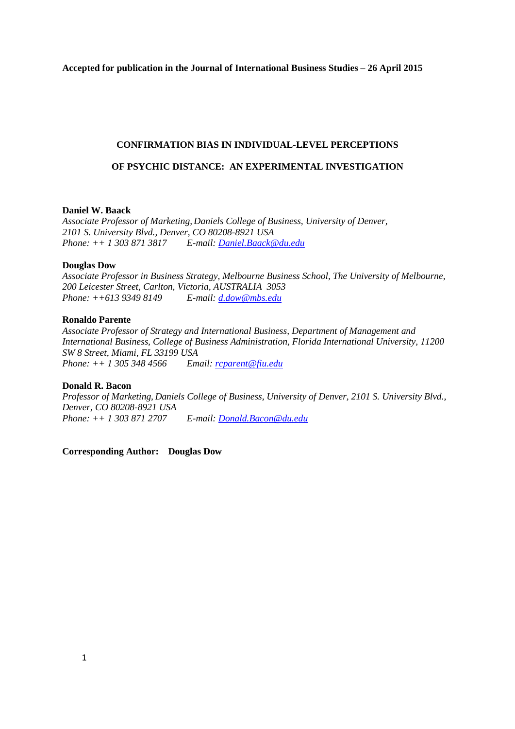**Accepted for publication in the Journal of International Business Studies – 26 April 2015**

# CONFIRMATION BIAS IN INDIVIDUAL-LEVEL PERCEPTIONS OF PSYCHIC DISTANCE: AN EXPERIMENTAL INVESTIGATION

**Daniel W. Baack**
*Associate Professor of Marketing, Daniels College of Business, University of Denver, 2101 S. University Blvd., Denver, CO 80208-8921 USA*
*Phone: ++ 1 303 871 3817 E-mail: Daniel.Baack@du.edu*

**Douglas Dow**
*Associate Professor in Business Strategy, Melbourne Business School, The University of Melbourne, 200 Leicester Street, Carlton, Victoria, AUSTRALIA 3053*
*Phone: ++613 9349 8149 E-mail: d.dow@mbs.edu*

**Ronaldo Parente**
*Associate Professor of Strategy and International Business, Department of Management and International Business, College of Business Administration, Florida International University, 11200 SW 8 Street, Miami, FL 33199 USA*
*Phone: ++ 1 305 348 4566 Email: rcparent@fiu.edu*

**Donald R. Bacon**
*Professor of Marketing, Daniels College of Business, University of Denver, 2101 S. University Blvd., Denver, CO 80208-8921 USA*
*Phone: ++ 1 303 871 2707 E-mail: Donald.Bacon@du.edu*

**Corresponding Author: Douglas Dow**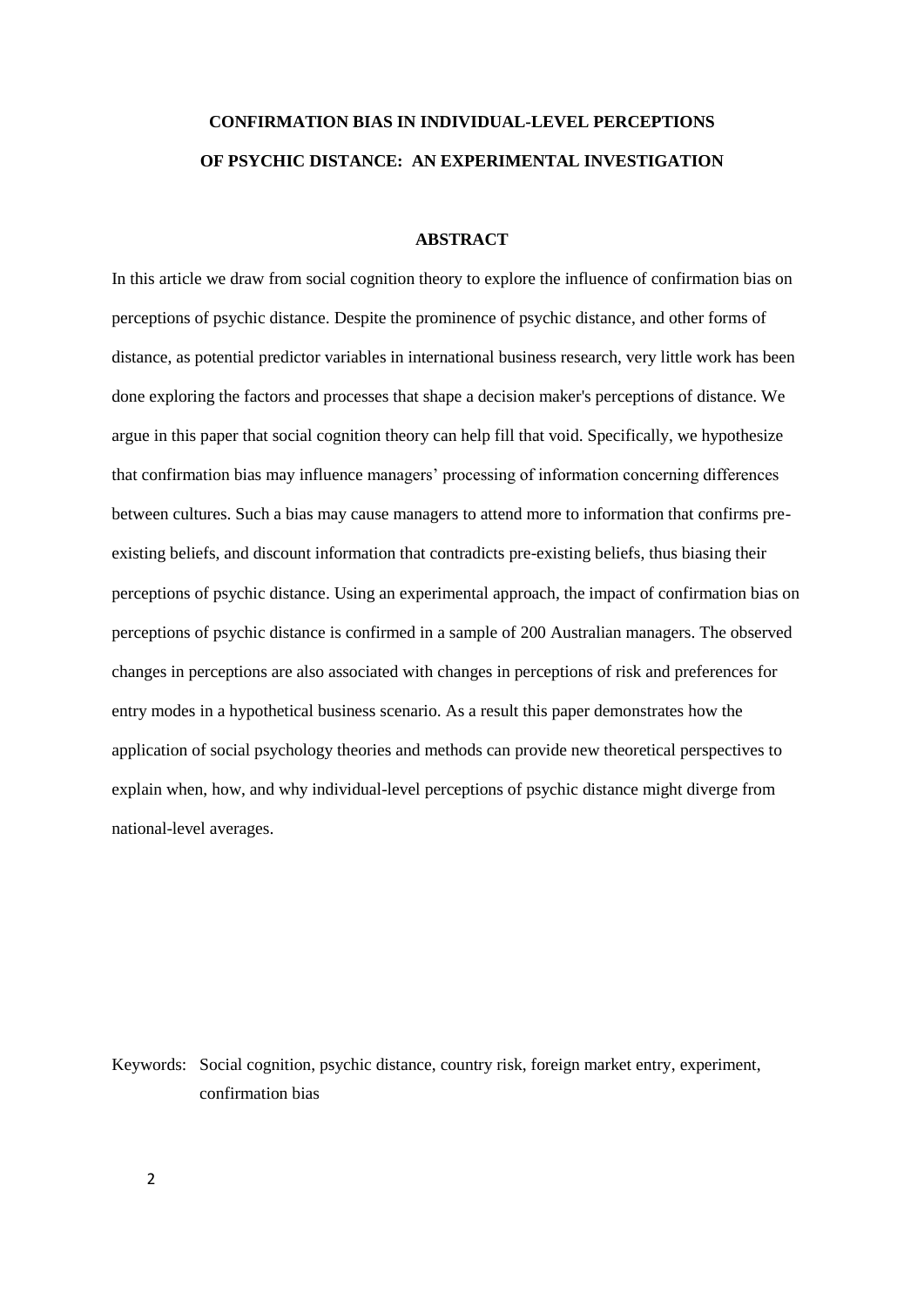# CONFIRMATION BIAS IN INDIVIDUAL-LEVEL PERCEPTIONS OF PSYCHIC DISTANCE: AN EXPERIMENTAL INVESTIGATION

## ABSTRACT

In this article we draw from social cognition theory to explore the influence of confirmation bias on perceptions of psychic distance. Despite the prominence of psychic distance, and other forms of distance, as potential predictor variables in international business research, very little work has been done exploring the factors and processes that shape a decision maker's perceptions of distance. We argue in this paper that social cognition theory can help fill that void. Specifically, we hypothesize that confirmation bias may influence managers' processing of information concerning differences between cultures. Such a bias may cause managers to attend more to information that confirms pre-existing beliefs, and discount information that contradicts pre-existing beliefs, thus biasing their perceptions of psychic distance. Using an experimental approach, the impact of confirmation bias on perceptions of psychic distance is confirmed in a sample of 200 Australian managers. The observed changes in perceptions are also associated with changes in perceptions of risk and preferences for entry modes in a hypothetical business scenario. As a result this paper demonstrates how the application of social psychology theories and methods can provide new theoretical perspectives to explain when, how, and why individual-level perceptions of psychic distance might diverge from national-level averages.

Keywords: Social cognition, psychic distance, country risk, foreign market entry, experiment, confirmation bias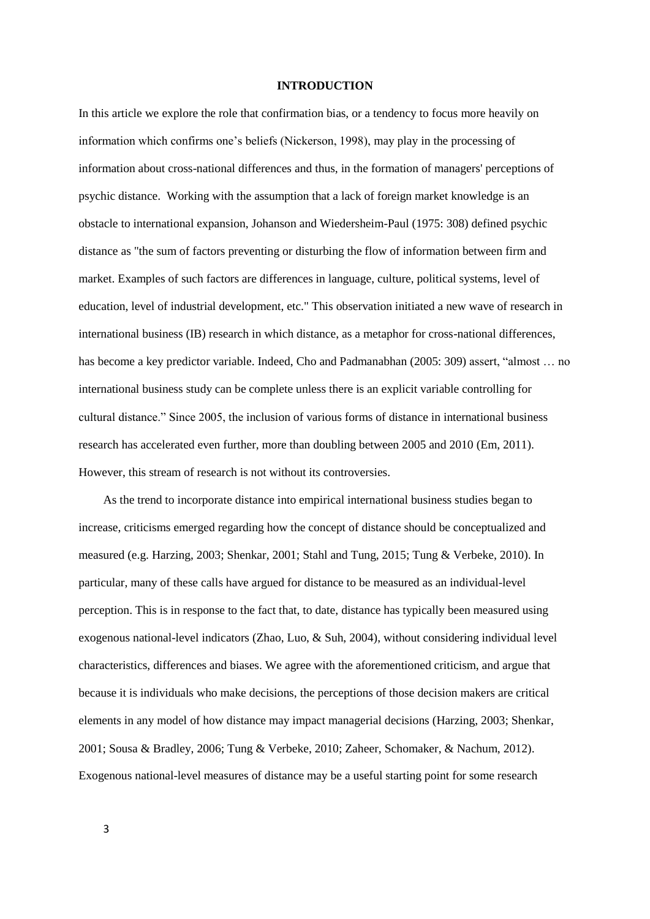## INTRODUCTION

In this article we explore the role that confirmation bias, or a tendency to focus more heavily on information which confirms one's beliefs (Nickerson, 1998), may play in the processing of information about cross-national differences and thus, in the formation of managers' perceptions of psychic distance. Working with the assumption that a lack of foreign market knowledge is an obstacle to international expansion, Johanson and Wiedersheim-Paul (1975: 308) defined psychic distance as "the sum of factors preventing or disturbing the flow of information between firm and market. Examples of such factors are differences in language, culture, political systems, level of education, level of industrial development, etc." This observation initiated a new wave of research in international business (IB) research in which distance, as a metaphor for cross-national differences, has become a key predictor variable. Indeed, Cho and Padmanabhan (2005: 309) assert, "almost … no international business study can be complete unless there is an explicit variable controlling for cultural distance." Since 2005, the inclusion of various forms of distance in international business research has accelerated even further, more than doubling between 2005 and 2010 (Em, 2011). However, this stream of research is not without its controversies.

As the trend to incorporate distance into empirical international business studies began to increase, criticisms emerged regarding how the concept of distance should be conceptualized and measured (e.g. Harzing, 2003; Shenkar, 2001; Stahl and Tung, 2015; Tung & Verbeke, 2010). In particular, many of these calls have argued for distance to be measured as an individual-level perception. This is in response to the fact that, to date, distance has typically been measured using exogenous national-level indicators (Zhao, Luo, & Suh, 2004), without considering individual level characteristics, differences and biases. We agree with the aforementioned criticism, and argue that because it is individuals who make decisions, the perceptions of those decision makers are critical elements in any model of how distance may impact managerial decisions (Harzing, 2003; Shenkar, 2001; Sousa & Bradley, 2006; Tung & Verbeke, 2010; Zaheer, Schomaker, & Nachum, 2012). Exogenous national-level measures of distance may be a useful starting point for some research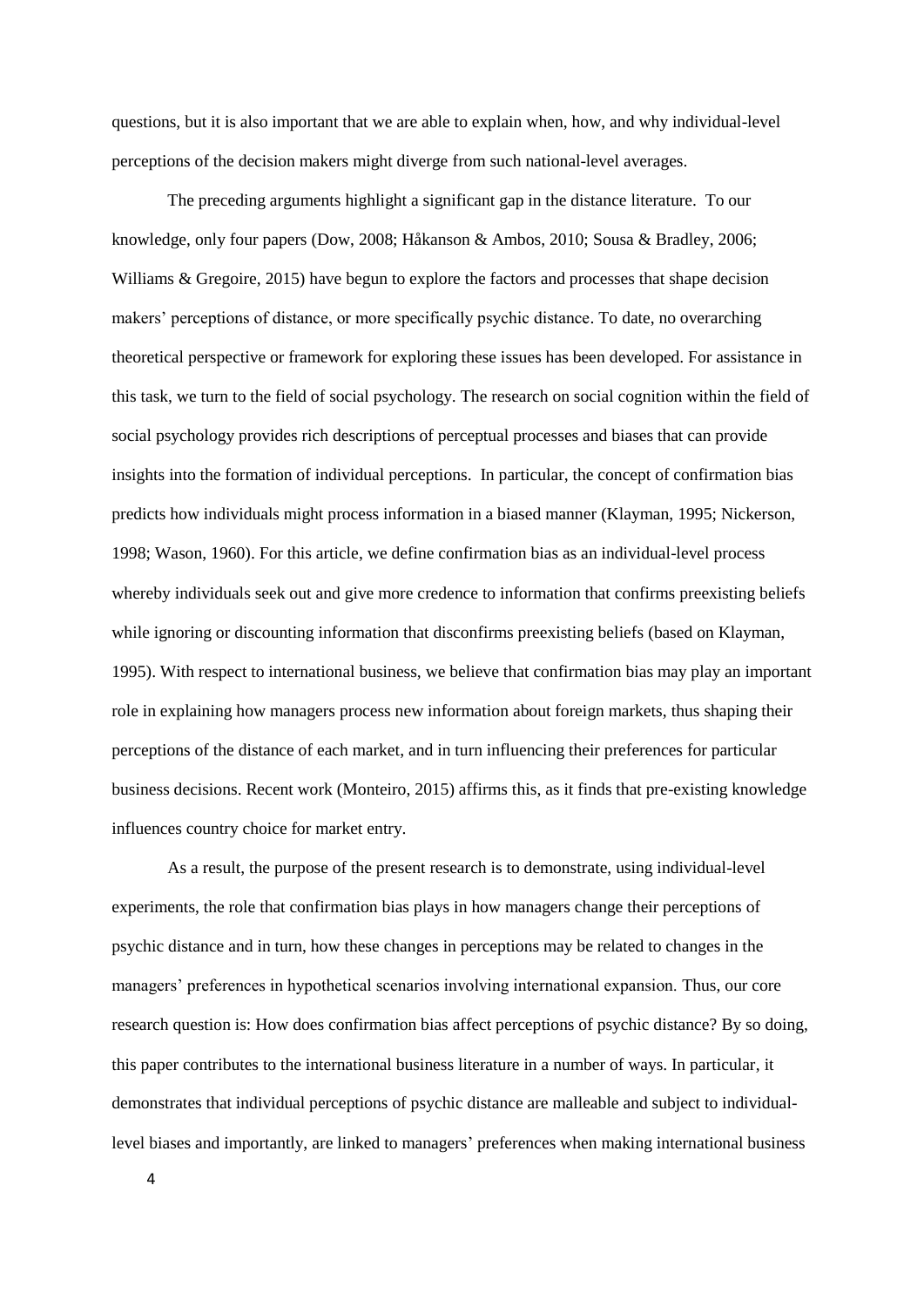questions, but it is also important that we are able to explain when, how, and why individual-level perceptions of the decision makers might diverge from such national-level averages.

The preceding arguments highlight a significant gap in the distance literature. To our knowledge, only four papers (Dow, 2008; Håkanson & Ambos, 2010; Sousa & Bradley, 2006; Williams & Gregoire, 2015) have begun to explore the factors and processes that shape decision makers' perceptions of distance, or more specifically psychic distance. To date, no overarching theoretical perspective or framework for exploring these issues has been developed. For assistance in this task, we turn to the field of social psychology. The research on social cognition within the field of social psychology provides rich descriptions of perceptual processes and biases that can provide insights into the formation of individual perceptions. In particular, the concept of confirmation bias predicts how individuals might process information in a biased manner (Klayman, 1995; Nickerson, 1998; Wason, 1960). For this article, we define confirmation bias as an individual-level process whereby individuals seek out and give more credence to information that confirms preexisting beliefs while ignoring or discounting information that disconfirms preexisting beliefs (based on Klayman, 1995). With respect to international business, we believe that confirmation bias may play an important role in explaining how managers process new information about foreign markets, thus shaping their perceptions of the distance of each market, and in turn influencing their preferences for particular business decisions. Recent work (Monteiro, 2015) affirms this, as it finds that pre-existing knowledge influences country choice for market entry.

As a result, the purpose of the present research is to demonstrate, using individual-level experiments, the role that confirmation bias plays in how managers change their perceptions of psychic distance and in turn, how these changes in perceptions may be related to changes in the managers' preferences in hypothetical scenarios involving international expansion. Thus, our core research question is: How does confirmation bias affect perceptions of psychic distance? By so doing, this paper contributes to the international business literature in a number of ways. In particular, it demonstrates that individual perceptions of psychic distance are malleable and subject to individual-level biases and importantly, are linked to managers' preferences when making international business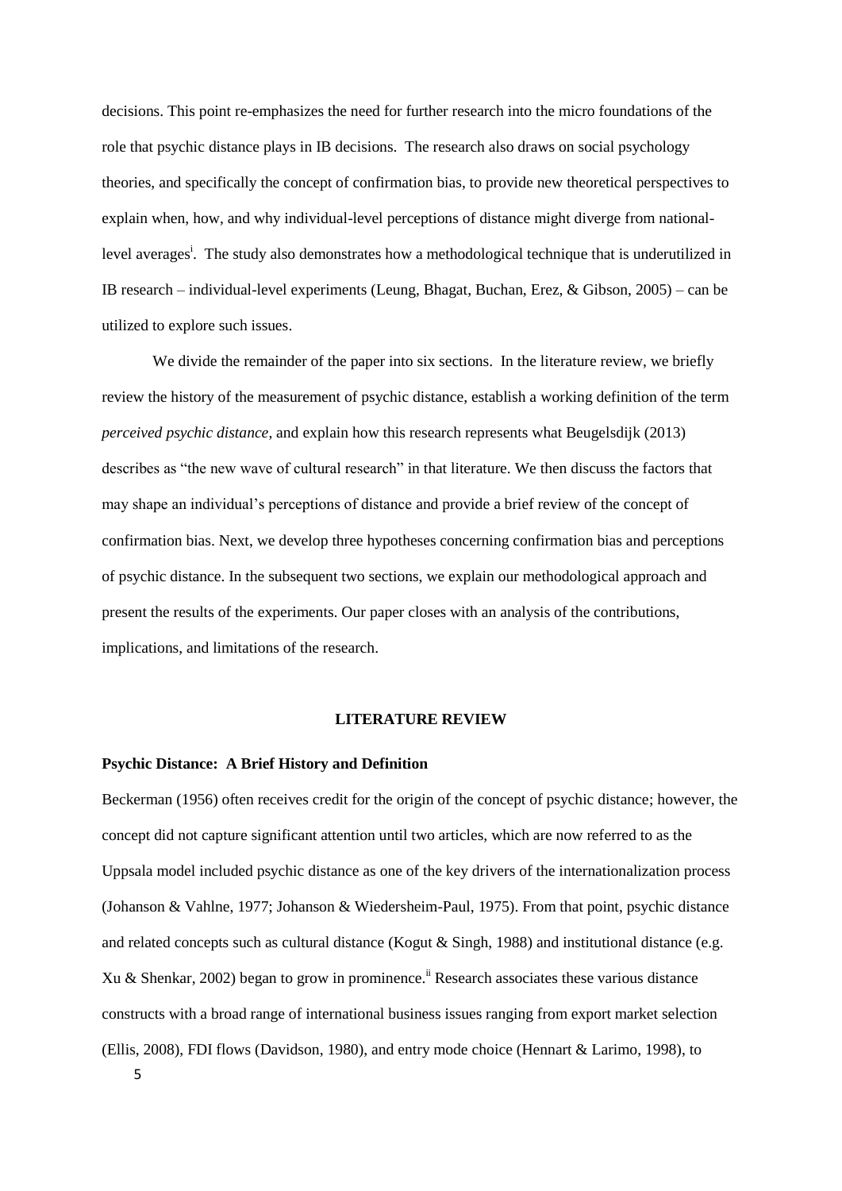decisions. This point re-emphasizes the need for further research into the micro foundations of the role that psychic distance plays in IB decisions. The research also draws on social psychology theories, and specifically the concept of confirmation bias, to provide new theoretical perspectives to explain when, how, and why individual-level perceptions of distance might diverge from national-level averages[i]. The study also demonstrates how a methodological technique that is underutilized in IB research – individual-level experiments (Leung, Bhagat, Buchan, Erez, & Gibson, 2005) – can be utilized to explore such issues.

We divide the remainder of the paper into six sections. In the literature review, we briefly review the history of the measurement of psychic distance, establish a working definition of the term *perceived psychic distance*, and explain how this research represents what Beugelsdijk (2013) describes as "the new wave of cultural research" in that literature. We then discuss the factors that may shape an individual's perceptions of distance and provide a brief review of the concept of confirmation bias. Next, we develop three hypotheses concerning confirmation bias and perceptions of psychic distance. In the subsequent two sections, we explain our methodological approach and present the results of the experiments. Our paper closes with an analysis of the contributions, implications, and limitations of the research.

## LITERATURE REVIEW

### Psychic Distance: A Brief History and Definition

Beckerman (1956) often receives credit for the origin of the concept of psychic distance; however, the concept did not capture significant attention until two articles, which are now referred to as the Uppsala model included psychic distance as one of the key drivers of the internationalization process (Johanson & Vahlne, 1977; Johanson & Wiedersheim-Paul, 1975). From that point, psychic distance and related concepts such as cultural distance (Kogut & Singh, 1988) and institutional distance (e.g. Xu & Shenkar, 2002) began to grow in prominence.[ii] Research associates these various distance constructs with a broad range of international business issues ranging from export market selection (Ellis, 2008), FDI flows (Davidson, 1980), and entry mode choice (Hennart & Larimo, 1998), to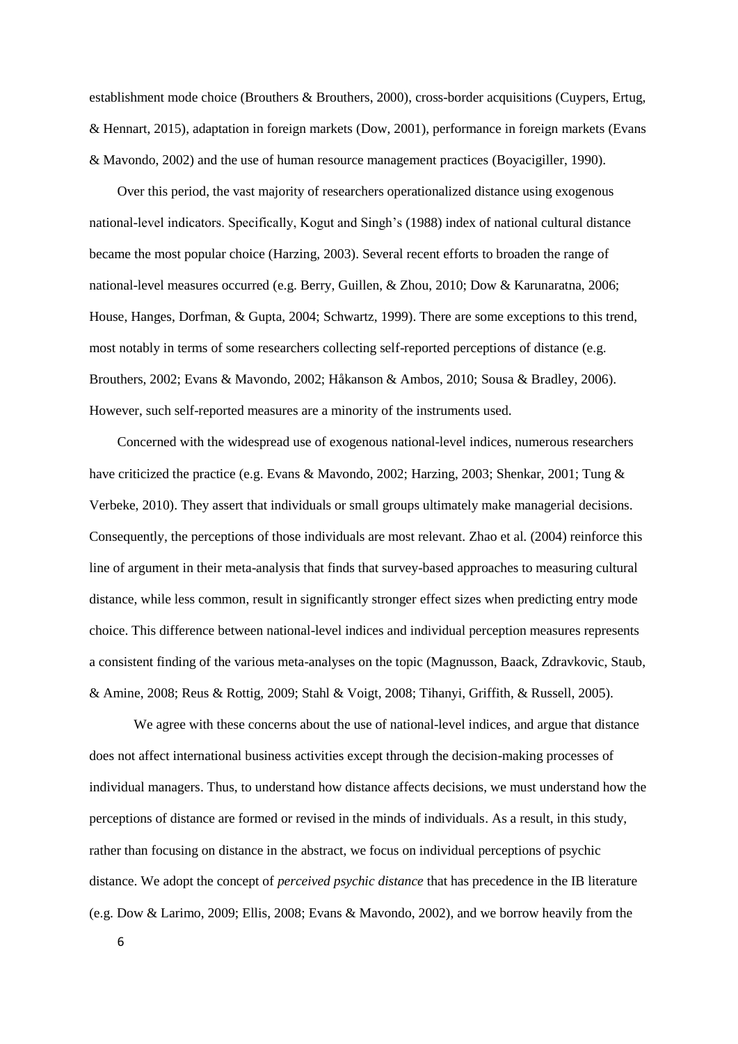establishment mode choice (Brouthers & Brouthers, 2000), cross-border acquisitions (Cuypers, Ertug, & Hennart, 2015), adaptation in foreign markets (Dow, 2001), performance in foreign markets (Evans & Mavondo, 2002) and the use of human resource management practices (Boyacigiller, 1990).

Over this period, the vast majority of researchers operationalized distance using exogenous national-level indicators. Specifically, Kogut and Singh's (1988) index of national cultural distance became the most popular choice (Harzing, 2003). Several recent efforts to broaden the range of national-level measures occurred (e.g. Berry, Guillen, & Zhou, 2010; Dow & Karunaratna, 2006; House, Hanges, Dorfman, & Gupta, 2004; Schwartz, 1999). There are some exceptions to this trend, most notably in terms of some researchers collecting self-reported perceptions of distance (e.g. Brouthers, 2002; Evans & Mavondo, 2002; Håkanson & Ambos, 2010; Sousa & Bradley, 2006). However, such self-reported measures are a minority of the instruments used.

Concerned with the widespread use of exogenous national-level indices, numerous researchers have criticized the practice (e.g. Evans & Mavondo, 2002; Harzing, 2003; Shenkar, 2001; Tung & Verbeke, 2010). They assert that individuals or small groups ultimately make managerial decisions. Consequently, the perceptions of those individuals are most relevant. Zhao et al. (2004) reinforce this line of argument in their meta-analysis that finds that survey-based approaches to measuring cultural distance, while less common, result in significantly stronger effect sizes when predicting entry mode choice. This difference between national-level indices and individual perception measures represents a consistent finding of the various meta-analyses on the topic (Magnusson, Baack, Zdravkovic, Staub, & Amine, 2008; Reus & Rottig, 2009; Stahl & Voigt, 2008; Tihanyi, Griffith, & Russell, 2005).

We agree with these concerns about the use of national-level indices, and argue that distance does not affect international business activities except through the decision-making processes of individual managers. Thus, to understand how distance affects decisions, we must understand how the perceptions of distance are formed or revised in the minds of individuals. As a result, in this study, rather than focusing on distance in the abstract, we focus on individual perceptions of psychic distance. We adopt the concept of *perceived psychic distance* that has precedence in the IB literature (e.g. Dow & Larimo, 2009; Ellis, 2008; Evans & Mavondo, 2002), and we borrow heavily from the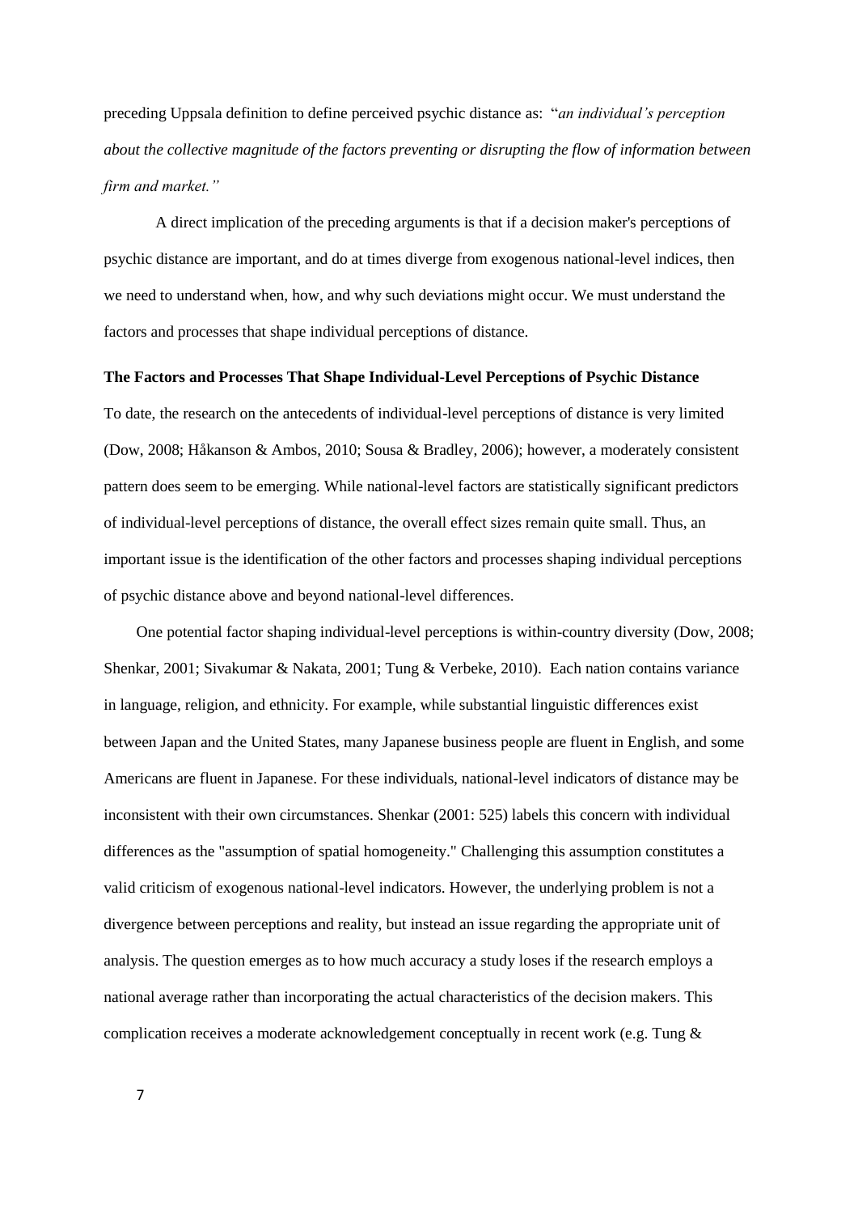preceding Uppsala definition to define perceived psychic distance as: "*an individual's perception about the collective magnitude of the factors preventing or disrupting the flow of information between firm and market.*"

A direct implication of the preceding arguments is that if a decision maker's perceptions of psychic distance are important, and do at times diverge from exogenous national-level indices, then we need to understand when, how, and why such deviations might occur. We must understand the factors and processes that shape individual perceptions of distance.

**The Factors and Processes That Shape Individual-Level Perceptions of Psychic Distance**

To date, the research on the antecedents of individual-level perceptions of distance is very limited (Dow, 2008; Håkanson & Ambos, 2010; Sousa & Bradley, 2006); however, a moderately consistent pattern does seem to be emerging. While national-level factors are statistically significant predictors of individual-level perceptions of distance, the overall effect sizes remain quite small. Thus, an important issue is the identification of the other factors and processes shaping individual perceptions of psychic distance above and beyond national-level differences.

One potential factor shaping individual-level perceptions is within-country diversity (Dow, 2008; Shenkar, 2001; Sivakumar & Nakata, 2001; Tung & Verbeke, 2010). Each nation contains variance in language, religion, and ethnicity. For example, while substantial linguistic differences exist between Japan and the United States, many Japanese business people are fluent in English, and some Americans are fluent in Japanese. For these individuals, national-level indicators of distance may be inconsistent with their own circumstances. Shenkar (2001: 525) labels this concern with individual differences as the "assumption of spatial homogeneity." Challenging this assumption constitutes a valid criticism of exogenous national-level indicators. However, the underlying problem is not a divergence between perceptions and reality, but instead an issue regarding the appropriate unit of analysis. The question emerges as to how much accuracy a study loses if the research employs a national average rather than incorporating the actual characteristics of the decision makers. This complication receives a moderate acknowledgement conceptually in recent work (e.g. Tung &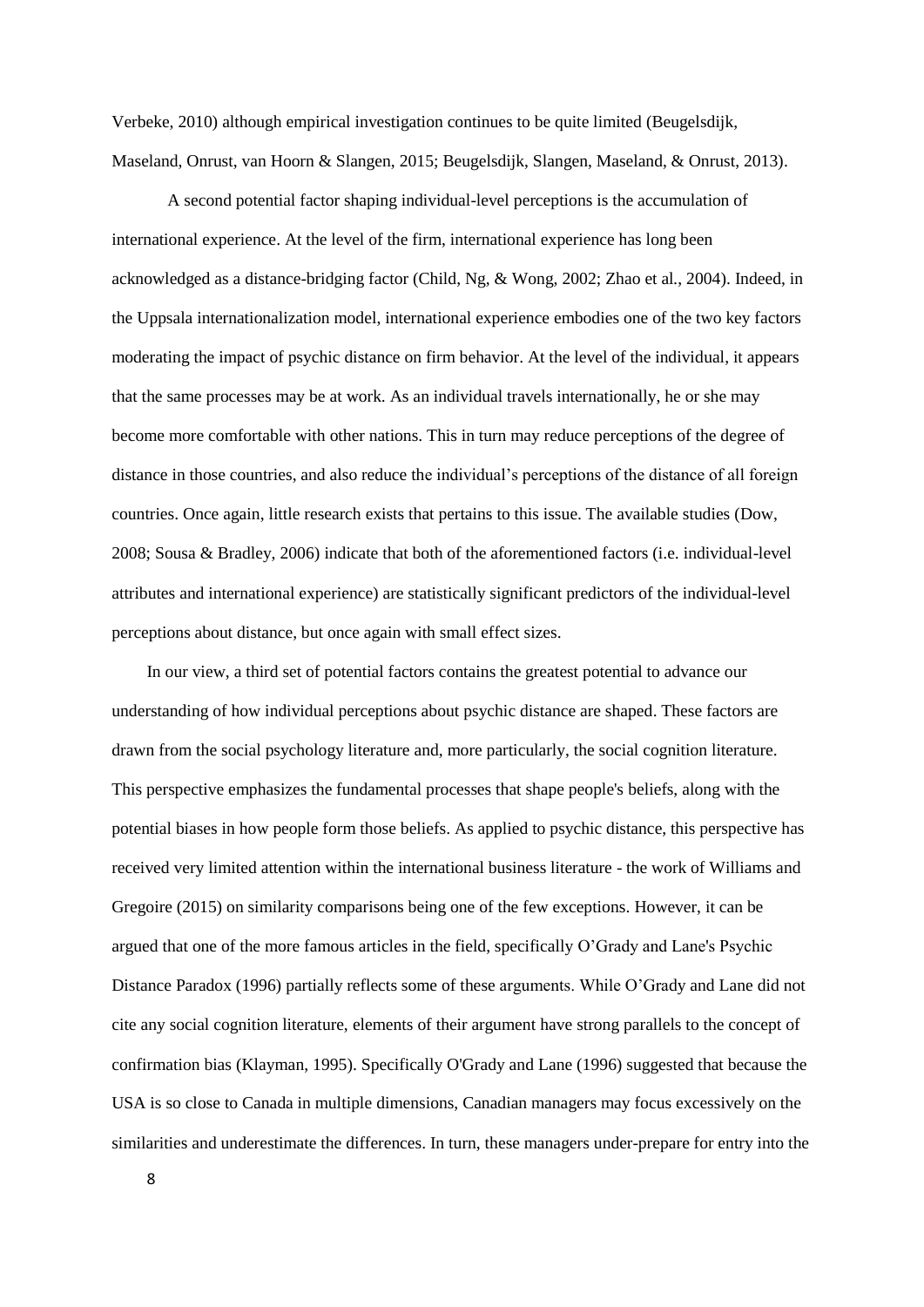Verbeke, 2010) although empirical investigation continues to be quite limited (Beugelsdijk, Maseland, Onrust, van Hoorn & Slangen, 2015; Beugelsdijk, Slangen, Maseland, & Onrust, 2013).

A second potential factor shaping individual-level perceptions is the accumulation of international experience. At the level of the firm, international experience has long been acknowledged as a distance-bridging factor (Child, Ng, & Wong, 2002; Zhao et al., 2004). Indeed, in the Uppsala internationalization model, international experience embodies one of the two key factors moderating the impact of psychic distance on firm behavior. At the level of the individual, it appears that the same processes may be at work. As an individual travels internationally, he or she may become more comfortable with other nations. This in turn may reduce perceptions of the degree of distance in those countries, and also reduce the individual's perceptions of the distance of all foreign countries. Once again, little research exists that pertains to this issue. The available studies (Dow, 2008; Sousa & Bradley, 2006) indicate that both of the aforementioned factors (i.e. individual-level attributes and international experience) are statistically significant predictors of the individual-level perceptions about distance, but once again with small effect sizes.

In our view, a third set of potential factors contains the greatest potential to advance our understanding of how individual perceptions about psychic distance are shaped. These factors are drawn from the social psychology literature and, more particularly, the social cognition literature. This perspective emphasizes the fundamental processes that shape people's beliefs, along with the potential biases in how people form those beliefs. As applied to psychic distance, this perspective has received very limited attention within the international business literature - the work of Williams and Gregoire (2015) on similarity comparisons being one of the few exceptions. However, it can be argued that one of the more famous articles in the field, specifically O'Grady and Lane's Psychic Distance Paradox (1996) partially reflects some of these arguments. While O'Grady and Lane did not cite any social cognition literature, elements of their argument have strong parallels to the concept of confirmation bias (Klayman, 1995). Specifically O'Grady and Lane (1996) suggested that because the USA is so close to Canada in multiple dimensions, Canadian managers may focus excessively on the similarities and underestimate the differences. In turn, these managers under-prepare for entry into the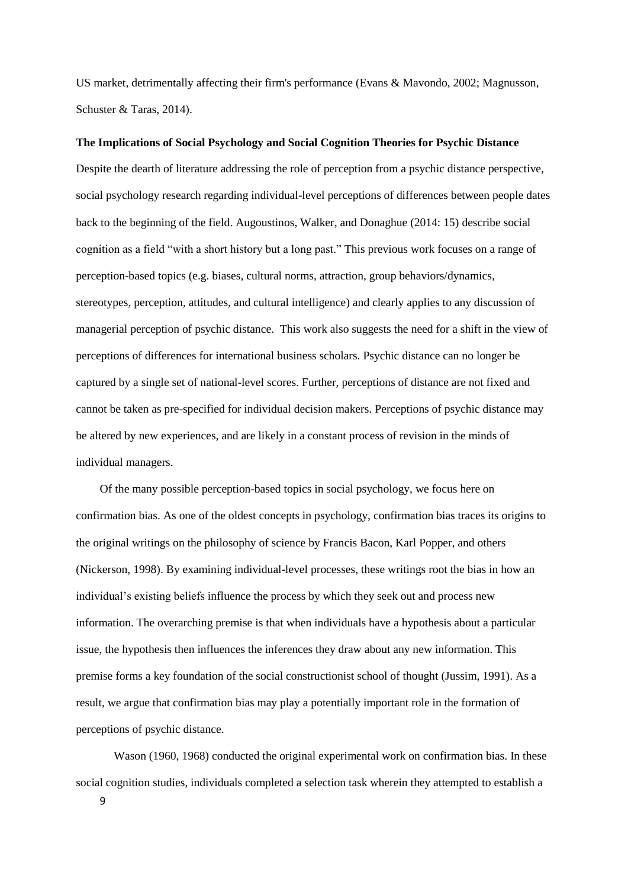US market, detrimentally affecting their firm's performance (Evans & Mavondo, 2002; Magnusson, Schuster & Taras, 2014).

**The Implications of Social Psychology and Social Cognition Theories for Psychic Distance**

Despite the dearth of literature addressing the role of perception from a psychic distance perspective, social psychology research regarding individual-level perceptions of differences between people dates back to the beginning of the field. Augoustinos, Walker, and Donaghue (2014: 15) describe social cognition as a field "with a short history but a long past." This previous work focuses on a range of perception-based topics (e.g. biases, cultural norms, attraction, group behaviors/dynamics, stereotypes, perception, attitudes, and cultural intelligence) and clearly applies to any discussion of managerial perception of psychic distance. This work also suggests the need for a shift in the view of perceptions of differences for international business scholars. Psychic distance can no longer be captured by a single set of national-level scores. Further, perceptions of distance are not fixed and cannot be taken as pre-specified for individual decision makers. Perceptions of psychic distance may be altered by new experiences, and are likely in a constant process of revision in the minds of individual managers.

Of the many possible perception-based topics in social psychology, we focus here on confirmation bias. As one of the oldest concepts in psychology, confirmation bias traces its origins to the original writings on the philosophy of science by Francis Bacon, Karl Popper, and others (Nickerson, 1998). By examining individual-level processes, these writings root the bias in how an individual's existing beliefs influence the process by which they seek out and process new information. The overarching premise is that when individuals have a hypothesis about a particular issue, the hypothesis then influences the inferences they draw about any new information. This premise forms a key foundation of the social constructionist school of thought (Jussim, 1991). As a result, we argue that confirmation bias may play a potentially important role in the formation of perceptions of psychic distance.

Wason (1960, 1968) conducted the original experimental work on confirmation bias. In these social cognition studies, individuals completed a selection task wherein they attempted to establish a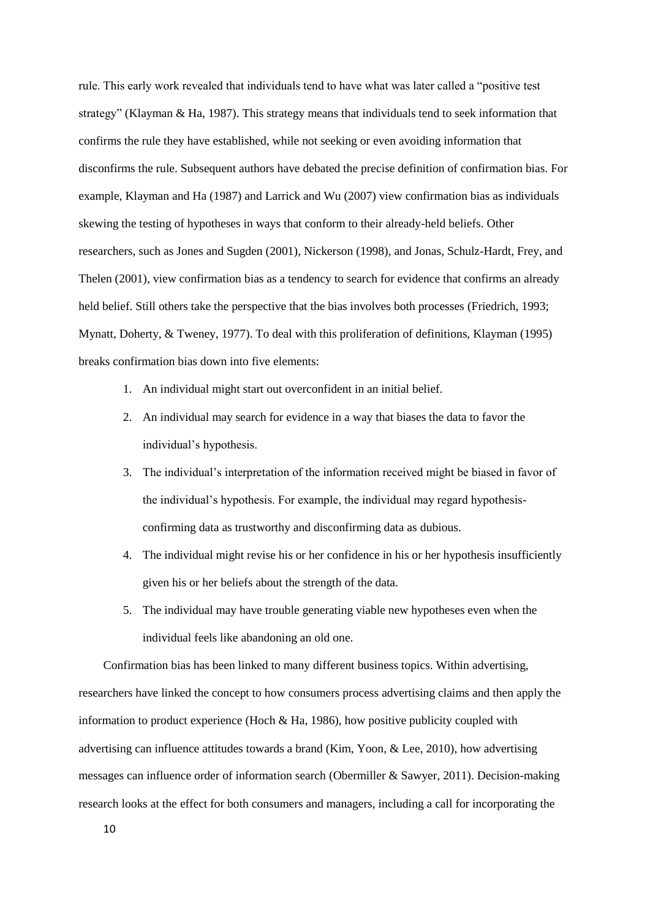rule. This early work revealed that individuals tend to have what was later called a "positive test strategy" (Klayman & Ha, 1987). This strategy means that individuals tend to seek information that confirms the rule they have established, while not seeking or even avoiding information that disconfirms the rule. Subsequent authors have debated the precise definition of confirmation bias. For example, Klayman and Ha (1987) and Larrick and Wu (2007) view confirmation bias as individuals skewing the testing of hypotheses in ways that conform to their already-held beliefs. Other researchers, such as Jones and Sugden (2001), Nickerson (1998), and Jonas, Schulz-Hardt, Frey, and Thelen (2001), view confirmation bias as a tendency to search for evidence that confirms an already held belief. Still others take the perspective that the bias involves both processes (Friedrich, 1993; Mynatt, Doherty, & Tweney, 1977). To deal with this proliferation of definitions, Klayman (1995) breaks confirmation bias down into five elements:

1. An individual might start out overconfident in an initial belief.
2. An individual may search for evidence in a way that biases the data to favor the individual's hypothesis.
3. The individual's interpretation of the information received might be biased in favor of the individual's hypothesis. For example, the individual may regard hypothesis-confirming data as trustworthy and disconfirming data as dubious.
4. The individual might revise his or her confidence in his or her hypothesis insufficiently given his or her beliefs about the strength of the data.
5. The individual may have trouble generating viable new hypotheses even when the individual feels like abandoning an old one.

Confirmation bias has been linked to many different business topics. Within advertising, researchers have linked the concept to how consumers process advertising claims and then apply the information to product experience (Hoch & Ha, 1986), how positive publicity coupled with advertising can influence attitudes towards a brand (Kim, Yoon, & Lee, 2010), how advertising messages can influence order of information search (Obermiller & Sawyer, 2011). Decision-making research looks at the effect for both consumers and managers, including a call for incorporating the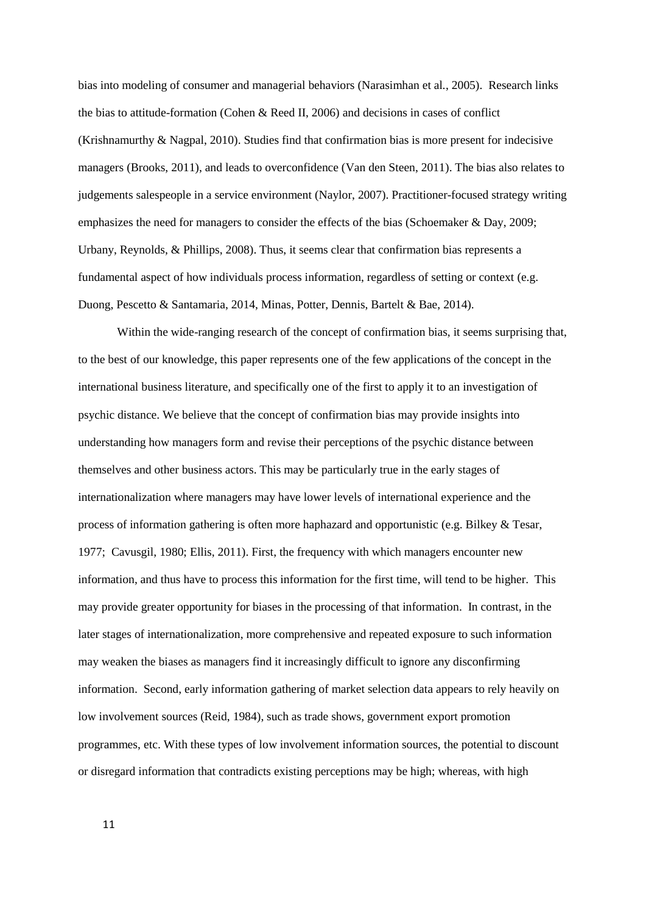bias into modeling of consumer and managerial behaviors (Narasimhan et al., 2005). Research links the bias to attitude-formation (Cohen & Reed II, 2006) and decisions in cases of conflict (Krishnamurthy & Nagpal, 2010). Studies find that confirmation bias is more present for indecisive managers (Brooks, 2011), and leads to overconfidence (Van den Steen, 2011). The bias also relates to judgements salespeople in a service environment (Naylor, 2007). Practitioner-focused strategy writing emphasizes the need for managers to consider the effects of the bias (Schoemaker & Day, 2009; Urbany, Reynolds, & Phillips, 2008). Thus, it seems clear that confirmation bias represents a fundamental aspect of how individuals process information, regardless of setting or context (e.g. Duong, Pescetto & Santamaria, 2014, Minas, Potter, Dennis, Bartelt & Bae, 2014).

Within the wide-ranging research of the concept of confirmation bias, it seems surprising that, to the best of our knowledge, this paper represents one of the few applications of the concept in the international business literature, and specifically one of the first to apply it to an investigation of psychic distance. We believe that the concept of confirmation bias may provide insights into understanding how managers form and revise their perceptions of the psychic distance between themselves and other business actors. This may be particularly true in the early stages of internationalization where managers may have lower levels of international experience and the process of information gathering is often more haphazard and opportunistic (e.g. Bilkey & Tesar, 1977; Cavusgil, 1980; Ellis, 2011). First, the frequency with which managers encounter new information, and thus have to process this information for the first time, will tend to be higher. This may provide greater opportunity for biases in the processing of that information. In contrast, in the later stages of internationalization, more comprehensive and repeated exposure to such information may weaken the biases as managers find it increasingly difficult to ignore any disconfirming information. Second, early information gathering of market selection data appears to rely heavily on low involvement sources (Reid, 1984), such as trade shows, government export promotion programmes, etc. With these types of low involvement information sources, the potential to discount or disregard information that contradicts existing perceptions may be high; whereas, with high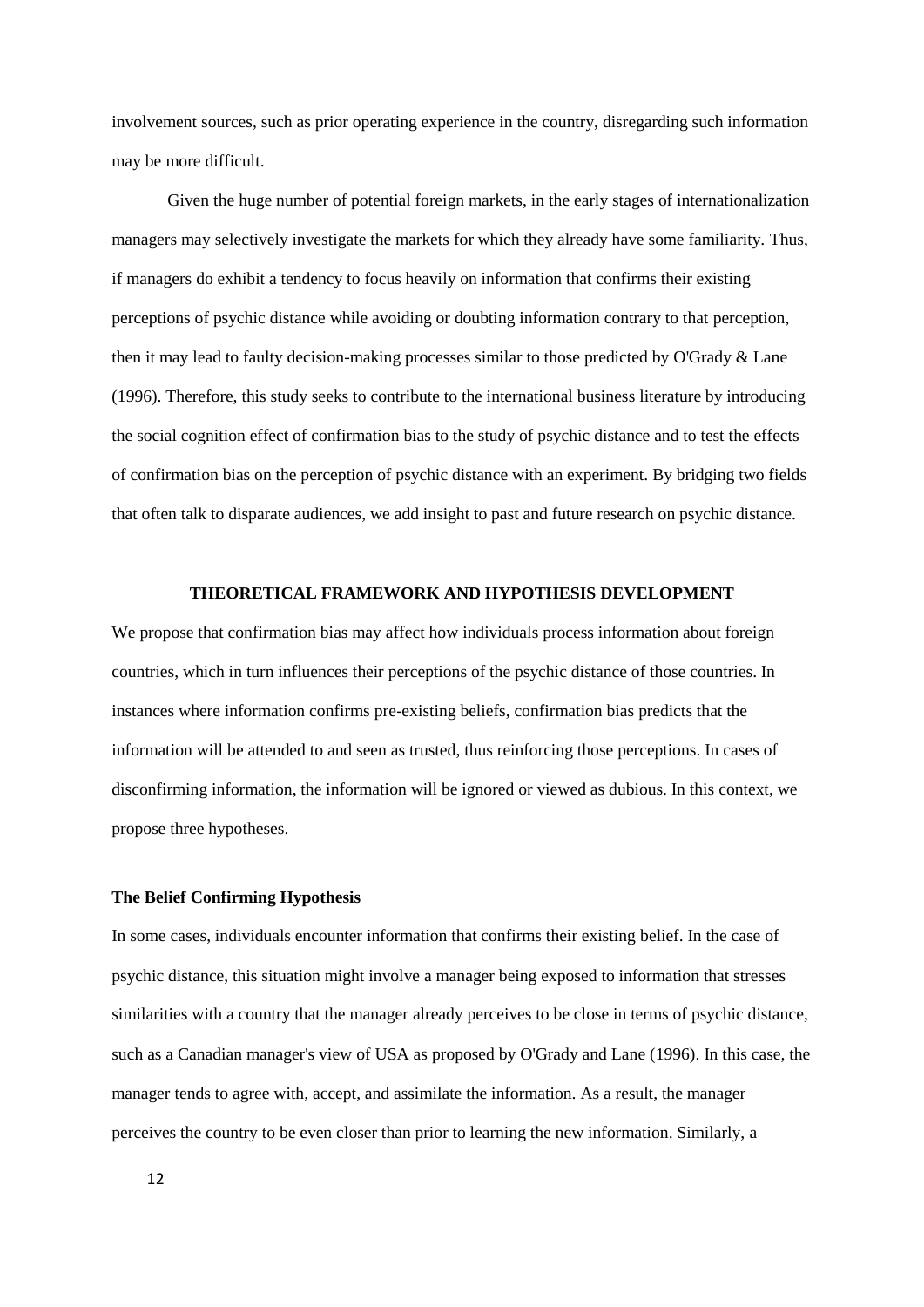involvement sources, such as prior operating experience in the country, disregarding such information may be more difficult.

Given the huge number of potential foreign markets, in the early stages of internationalization managers may selectively investigate the markets for which they already have some familiarity. Thus, if managers do exhibit a tendency to focus heavily on information that confirms their existing perceptions of psychic distance while avoiding or doubting information contrary to that perception, then it may lead to faulty decision-making processes similar to those predicted by O'Grady & Lane (1996). Therefore, this study seeks to contribute to the international business literature by introducing the social cognition effect of confirmation bias to the study of psychic distance and to test the effects of confirmation bias on the perception of psychic distance with an experiment. By bridging two fields that often talk to disparate audiences, we add insight to past and future research on psychic distance.

## THEORETICAL FRAMEWORK AND HYPOTHESIS DEVELOPMENT

We propose that confirmation bias may affect how individuals process information about foreign countries, which in turn influences their perceptions of the psychic distance of those countries. In instances where information confirms pre-existing beliefs, confirmation bias predicts that the information will be attended to and seen as trusted, thus reinforcing those perceptions. In cases of disconfirming information, the information will be ignored or viewed as dubious. In this context, we propose three hypotheses.

### The Belief Confirming Hypothesis

In some cases, individuals encounter information that confirms their existing belief. In the case of psychic distance, this situation might involve a manager being exposed to information that stresses similarities with a country that the manager already perceives to be close in terms of psychic distance, such as a Canadian manager's view of USA as proposed by O'Grady and Lane (1996). In this case, the manager tends to agree with, accept, and assimilate the information. As a result, the manager perceives the country to be even closer than prior to learning the new information. Similarly, a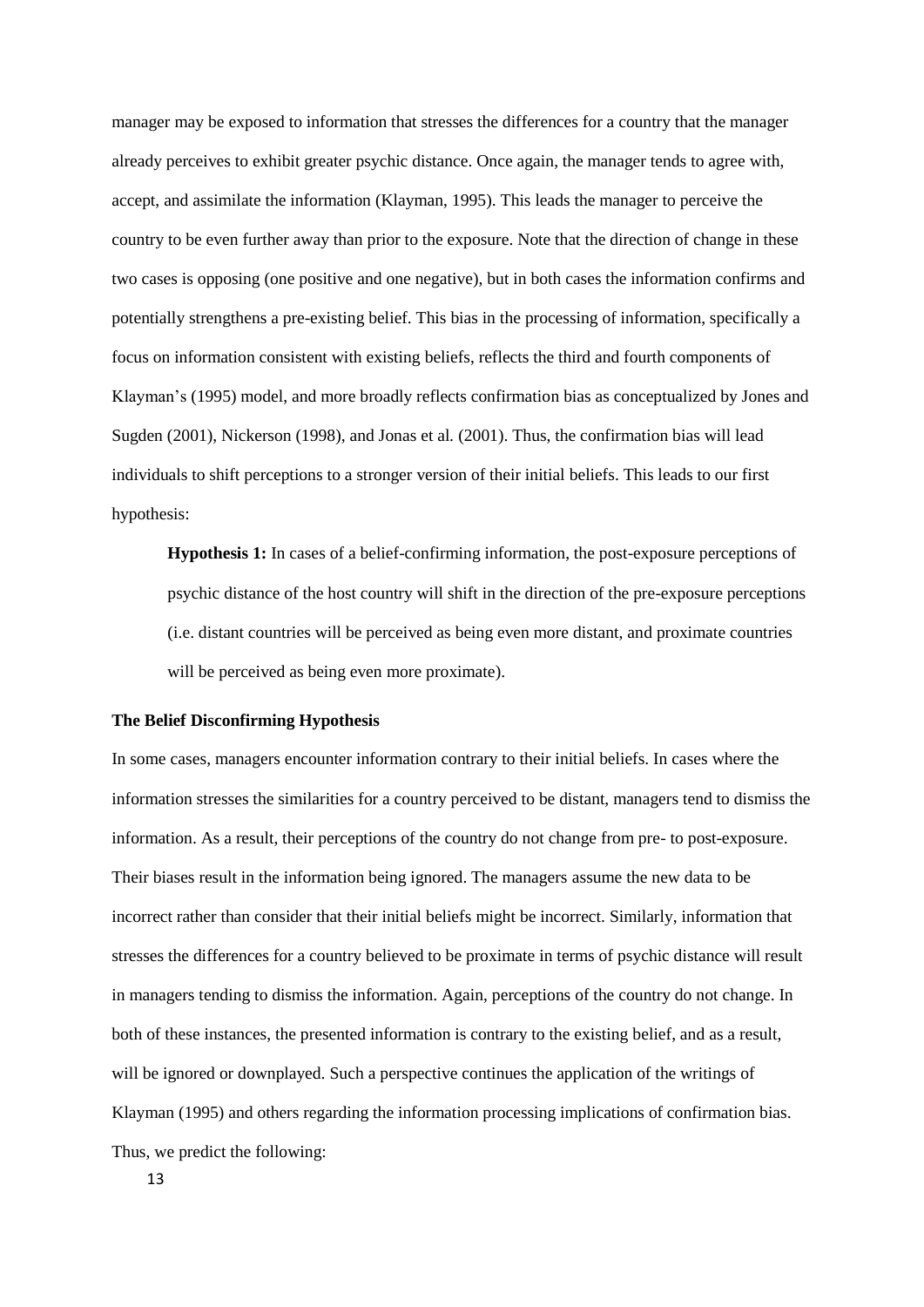manager may be exposed to information that stresses the differences for a country that the manager already perceives to exhibit greater psychic distance. Once again, the manager tends to agree with, accept, and assimilate the information (Klayman, 1995). This leads the manager to perceive the country to be even further away than prior to the exposure. Note that the direction of change in these two cases is opposing (one positive and one negative), but in both cases the information confirms and potentially strengthens a pre-existing belief. This bias in the processing of information, specifically a focus on information consistent with existing beliefs, reflects the third and fourth components of Klayman's (1995) model, and more broadly reflects confirmation bias as conceptualized by Jones and Sugden (2001), Nickerson (1998), and Jonas et al. (2001). Thus, the confirmation bias will lead individuals to shift perceptions to a stronger version of their initial beliefs. This leads to our first hypothesis:

> **Hypothesis 1:** In cases of a belief-confirming information, the post-exposure perceptions of psychic distance of the host country will shift in the direction of the pre-exposure perceptions (i.e. distant countries will be perceived as being even more distant, and proximate countries will be perceived as being even more proximate).

**The Belief Disconfirming Hypothesis**

In some cases, managers encounter information contrary to their initial beliefs. In cases where the information stresses the similarities for a country perceived to be distant, managers tend to dismiss the information. As a result, their perceptions of the country do not change from pre- to post-exposure. Their biases result in the information being ignored. The managers assume the new data to be incorrect rather than consider that their initial beliefs might be incorrect. Similarly, information that stresses the differences for a country believed to be proximate in terms of psychic distance will result in managers tending to dismiss the information. Again, perceptions of the country do not change. In both of these instances, the presented information is contrary to the existing belief, and as a result, will be ignored or downplayed. Such a perspective continues the application of the writings of Klayman (1995) and others regarding the information processing implications of confirmation bias. Thus, we predict the following: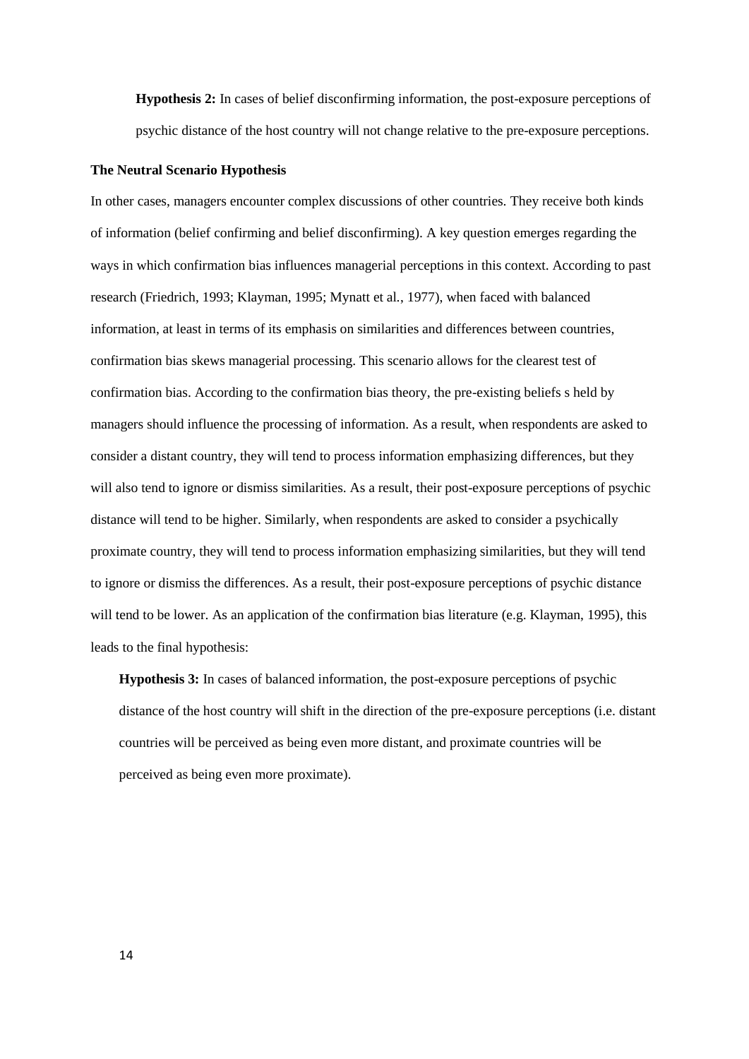**Hypothesis 2:** In cases of belief disconfirming information, the post-exposure perceptions of psychic distance of the host country will not change relative to the pre-exposure perceptions.

**The Neutral Scenario Hypothesis**

In other cases, managers encounter complex discussions of other countries. They receive both kinds of information (belief confirming and belief disconfirming). A key question emerges regarding the ways in which confirmation bias influences managerial perceptions in this context. According to past research (Friedrich, 1993; Klayman, 1995; Mynatt et al., 1977), when faced with balanced information, at least in terms of its emphasis on similarities and differences between countries, confirmation bias skews managerial processing. This scenario allows for the clearest test of confirmation bias. According to the confirmation bias theory, the pre-existing beliefs s held by managers should influence the processing of information. As a result, when respondents are asked to consider a distant country, they will tend to process information emphasizing differences, but they will also tend to ignore or dismiss similarities. As a result, their post-exposure perceptions of psychic distance will tend to be higher. Similarly, when respondents are asked to consider a psychically proximate country, they will tend to process information emphasizing similarities, but they will tend to ignore or dismiss the differences. As a result, their post-exposure perceptions of psychic distance will tend to be lower. As an application of the confirmation bias literature (e.g. Klayman, 1995), this leads to the final hypothesis:

**Hypothesis 3:** In cases of balanced information, the post-exposure perceptions of psychic distance of the host country will shift in the direction of the pre-exposure perceptions (i.e. distant countries will be perceived as being even more distant, and proximate countries will be perceived as being even more proximate).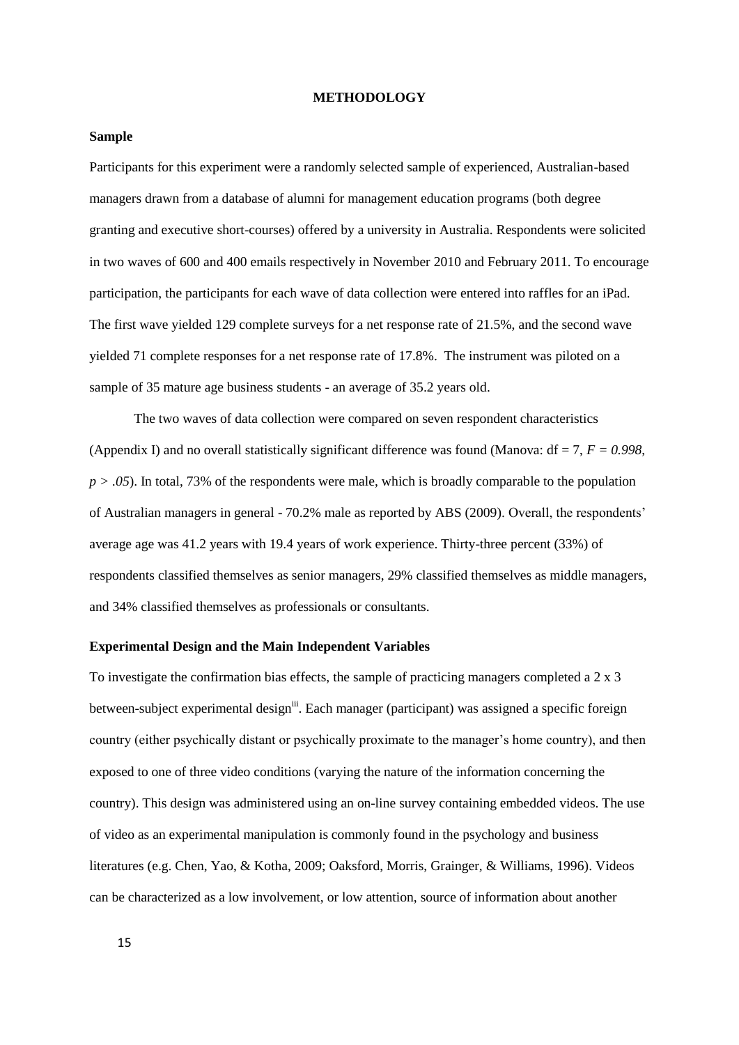# METHODOLOGY

### Sample

Participants for this experiment were a randomly selected sample of experienced, Australian-based managers drawn from a database of alumni for management education programs (both degree granting and executive short-courses) offered by a university in Australia. Respondents were solicited in two waves of 600 and 400 emails respectively in November 2010 and February 2011. To encourage participation, the participants for each wave of data collection were entered into raffles for an iPad. The first wave yielded 129 complete surveys for a net response rate of 21.5%, and the second wave yielded 71 complete responses for a net response rate of 17.8%. The instrument was piloted on a sample of 35 mature age business students - an average of 35.2 years old.

The two waves of data collection were compared on seven respondent characteristics (Appendix I) and no overall statistically significant difference was found (Manova: df = 7, $F = 0.998$, $p > .05$). In total, 73% of the respondents were male, which is broadly comparable to the population of Australian managers in general - 70.2% male as reported by ABS (2009). Overall, the respondents' average age was 41.2 years with 19.4 years of work experience. Thirty-three percent (33%) of respondents classified themselves as senior managers, 29% classified themselves as middle managers, and 34% classified themselves as professionals or consultants.

### Experimental Design and the Main Independent Variables

To investigate the confirmation bias effects, the sample of practicing managers completed a 2 x 3 between-subject experimental design[iii]. Each manager (participant) was assigned a specific foreign country (either psychically distant or psychically proximate to the manager's home country), and then exposed to one of three video conditions (varying the nature of the information concerning the country). This design was administered using an on-line survey containing embedded videos. The use of video as an experimental manipulation is commonly found in the psychology and business literatures (e.g. Chen, Yao, & Kotha, 2009; Oaksford, Morris, Grainger, & Williams, 1996). Videos can be characterized as a low involvement, or low attention, source of information about another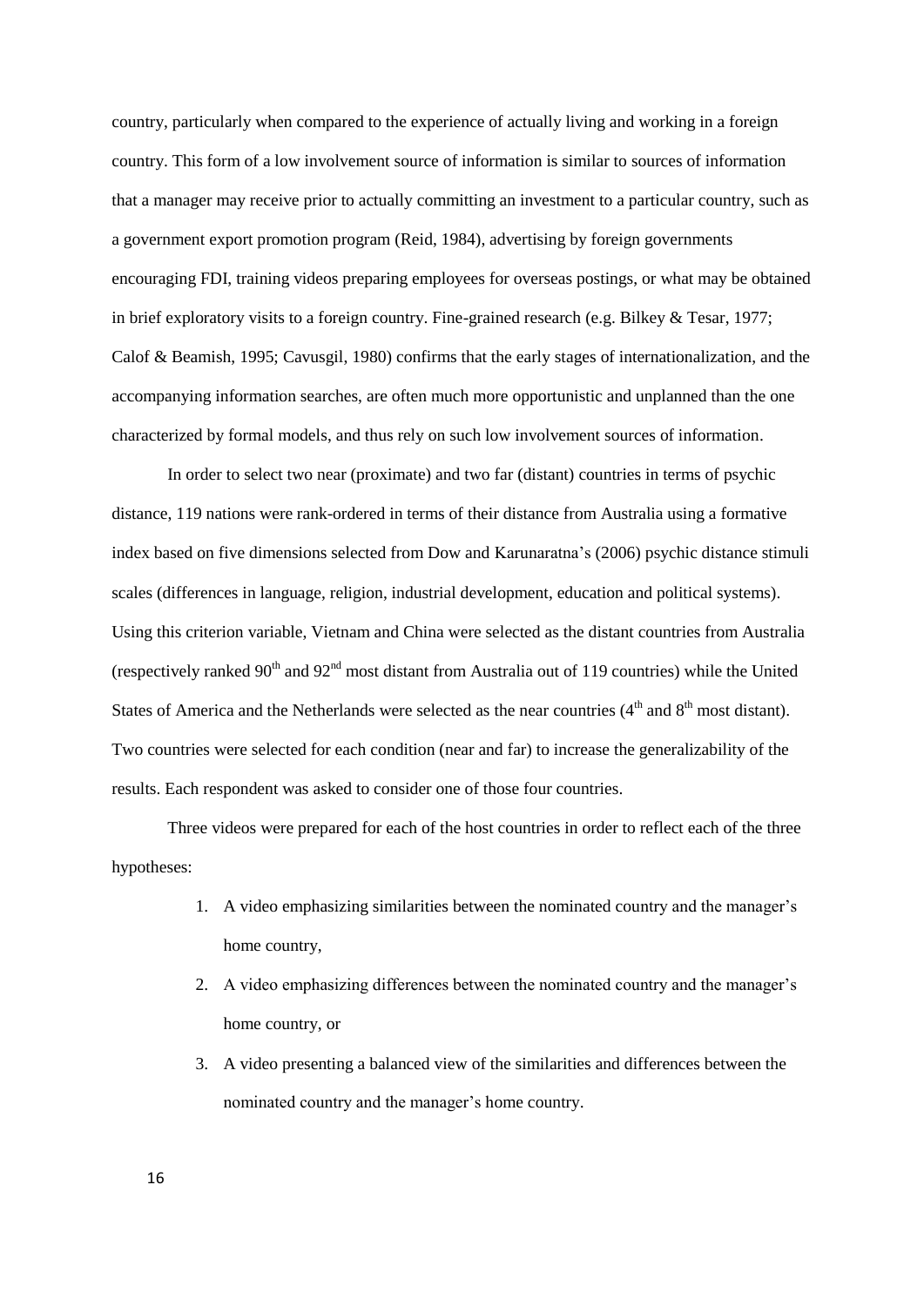country, particularly when compared to the experience of actually living and working in a foreign country. This form of a low involvement source of information is similar to sources of information that a manager may receive prior to actually committing an investment to a particular country, such as a government export promotion program (Reid, 1984), advertising by foreign governments encouraging FDI, training videos preparing employees for overseas postings, or what may be obtained in brief exploratory visits to a foreign country. Fine-grained research (e.g. Bilkey & Tesar, 1977; Calof & Beamish, 1995; Cavusgil, 1980) confirms that the early stages of internationalization, and the accompanying information searches, are often much more opportunistic and unplanned than the one characterized by formal models, and thus rely on such low involvement sources of information.

In order to select two near (proximate) and two far (distant) countries in terms of psychic distance, 119 nations were rank-ordered in terms of their distance from Australia using a formative index based on five dimensions selected from Dow and Karunaratna's (2006) psychic distance stimuli scales (differences in language, religion, industrial development, education and political systems). Using this criterion variable, Vietnam and China were selected as the distant countries from Australia (respectively ranked 90th and 92nd most distant from Australia out of 119 countries) while the United States of America and the Netherlands were selected as the near countries (4th and 8th most distant). Two countries were selected for each condition (near and far) to increase the generalizability of the results. Each respondent was asked to consider one of those four countries.

Three videos were prepared for each of the host countries in order to reflect each of the three hypotheses:

1. A video emphasizing similarities between the nominated country and the manager's home country,
2. A video emphasizing differences between the nominated country and the manager's home country, or
3. A video presenting a balanced view of the similarities and differences between the nominated country and the manager's home country.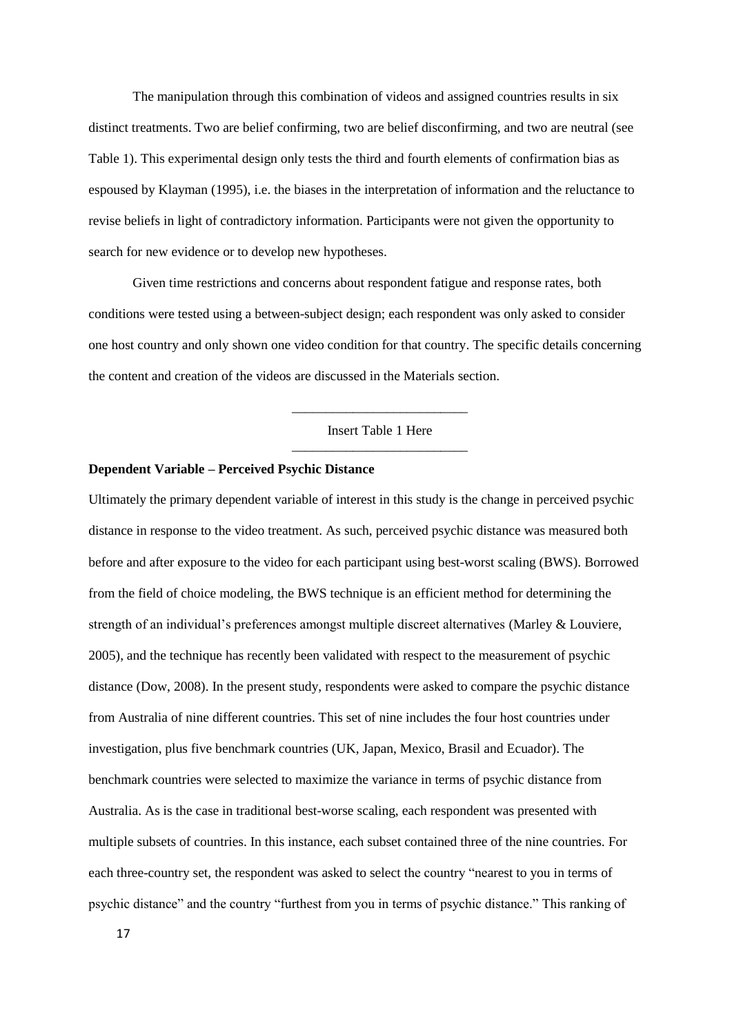The manipulation through this combination of videos and assigned countries results in six distinct treatments. Two are belief confirming, two are belief disconfirming, and two are neutral (see Table 1). This experimental design only tests the third and fourth elements of confirmation bias as espoused by Klayman (1995), i.e. the biases in the interpretation of information and the reluctance to revise beliefs in light of contradictory information. Participants were not given the opportunity to search for new evidence or to develop new hypotheses.

Given time restrictions and concerns about respondent fatigue and response rates, both conditions were tested using a between-subject design; each respondent was only asked to consider one host country and only shown one video condition for that country. The specific details concerning the content and creation of the videos are discussed in the Materials section.

---

Insert Table 1 Here

---

**Dependent Variable – Perceived Psychic Distance**

Ultimately the primary dependent variable of interest in this study is the change in perceived psychic distance in response to the video treatment. As such, perceived psychic distance was measured both before and after exposure to the video for each participant using best-worst scaling (BWS). Borrowed from the field of choice modeling, the BWS technique is an efficient method for determining the strength of an individual's preferences amongst multiple discreet alternatives (Marley & Louviere, 2005), and the technique has recently been validated with respect to the measurement of psychic distance (Dow, 2008). In the present study, respondents were asked to compare the psychic distance from Australia of nine different countries. This set of nine includes the four host countries under investigation, plus five benchmark countries (UK, Japan, Mexico, Brasil and Ecuador). The benchmark countries were selected to maximize the variance in terms of psychic distance from Australia. As is the case in traditional best-worse scaling, each respondent was presented with multiple subsets of countries. In this instance, each subset contained three of the nine countries. For each three-country set, the respondent was asked to select the country "nearest to you in terms of psychic distance" and the country "furthest from you in terms of psychic distance." This ranking of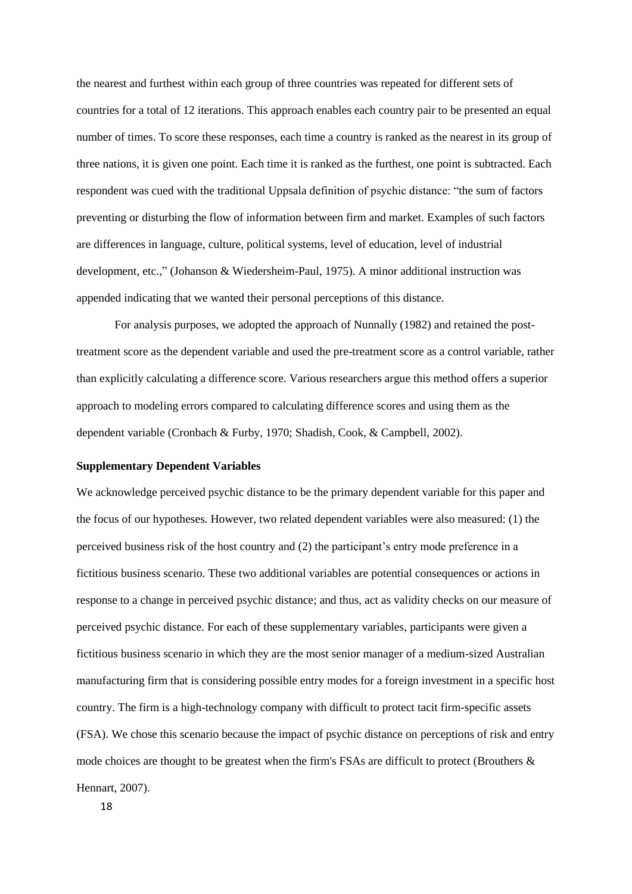the nearest and furthest within each group of three countries was repeated for different sets of countries for a total of 12 iterations. This approach enables each country pair to be presented an equal number of times. To score these responses, each time a country is ranked as the nearest in its group of three nations, it is given one point. Each time it is ranked as the furthest, one point is subtracted. Each respondent was cued with the traditional Uppsala definition of psychic distance: "the sum of factors preventing or disturbing the flow of information between firm and market. Examples of such factors are differences in language, culture, political systems, level of education, level of industrial development, etc.," (Johanson & Wiedersheim-Paul, 1975). A minor additional instruction was appended indicating that we wanted their personal perceptions of this distance.

For analysis purposes, we adopted the approach of Nunnally (1982) and retained the post-treatment score as the dependent variable and used the pre-treatment score as a control variable, rather than explicitly calculating a difference score. Various researchers argue this method offers a superior approach to modeling errors compared to calculating difference scores and using them as the dependent variable (Cronbach & Furby, 1970; Shadish, Cook, & Campbell, 2002).

**Supplementary Dependent Variables**

We acknowledge perceived psychic distance to be the primary dependent variable for this paper and the focus of our hypotheses. However, two related dependent variables were also measured: (1) the perceived business risk of the host country and (2) the participant's entry mode preference in a fictitious business scenario. These two additional variables are potential consequences or actions in response to a change in perceived psychic distance; and thus, act as validity checks on our measure of perceived psychic distance. For each of these supplementary variables, participants were given a fictitious business scenario in which they are the most senior manager of a medium-sized Australian manufacturing firm that is considering possible entry modes for a foreign investment in a specific host country. The firm is a high-technology company with difficult to protect tacit firm-specific assets (FSA). We chose this scenario because the impact of psychic distance on perceptions of risk and entry mode choices are thought to be greatest when the firm's FSAs are difficult to protect (Brouthers & Hennart, 2007).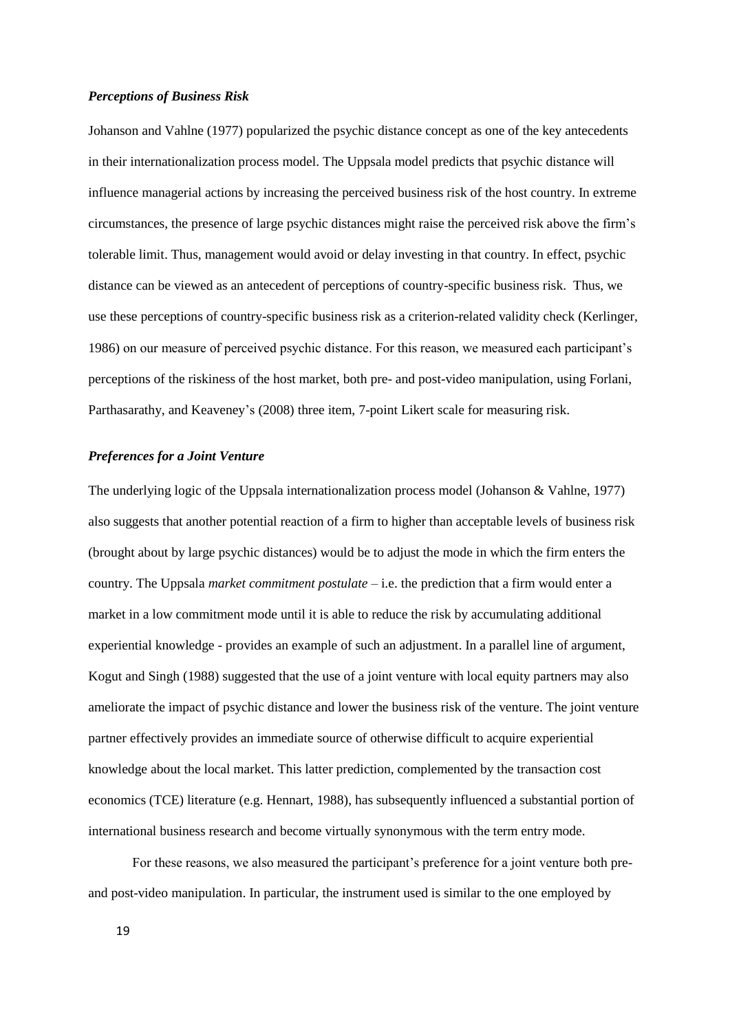### *Perceptions of Business Risk*

Johanson and Vahlne (1977) popularized the psychic distance concept as one of the key antecedents in their internationalization process model. The Uppsala model predicts that psychic distance will influence managerial actions by increasing the perceived business risk of the host country. In extreme circumstances, the presence of large psychic distances might raise the perceived risk above the firm's tolerable limit. Thus, management would avoid or delay investing in that country. In effect, psychic distance can be viewed as an antecedent of perceptions of country-specific business risk. Thus, we use these perceptions of country-specific business risk as a criterion-related validity check (Kerlinger, 1986) on our measure of perceived psychic distance. For this reason, we measured each participant's perceptions of the riskiness of the host market, both pre- and post-video manipulation, using Forlani, Parthasarathy, and Keaveney's (2008) three item, 7-point Likert scale for measuring risk.

### *Preferences for a Joint Venture*

The underlying logic of the Uppsala internationalization process model (Johanson & Vahlne, 1977) also suggests that another potential reaction of a firm to higher than acceptable levels of business risk (brought about by large psychic distances) would be to adjust the mode in which the firm enters the country. The Uppsala *market commitment postulate* – i.e. the prediction that a firm would enter a market in a low commitment mode until it is able to reduce the risk by accumulating additional experiential knowledge - provides an example of such an adjustment. In a parallel line of argument, Kogut and Singh (1988) suggested that the use of a joint venture with local equity partners may also ameliorate the impact of psychic distance and lower the business risk of the venture. The joint venture partner effectively provides an immediate source of otherwise difficult to acquire experiential knowledge about the local market. This latter prediction, complemented by the transaction cost economics (TCE) literature (e.g. Hennart, 1988), has subsequently influenced a substantial portion of international business research and become virtually synonymous with the term entry mode.

For these reasons, we also measured the participant's preference for a joint venture both pre- and post-video manipulation. In particular, the instrument used is similar to the one employed by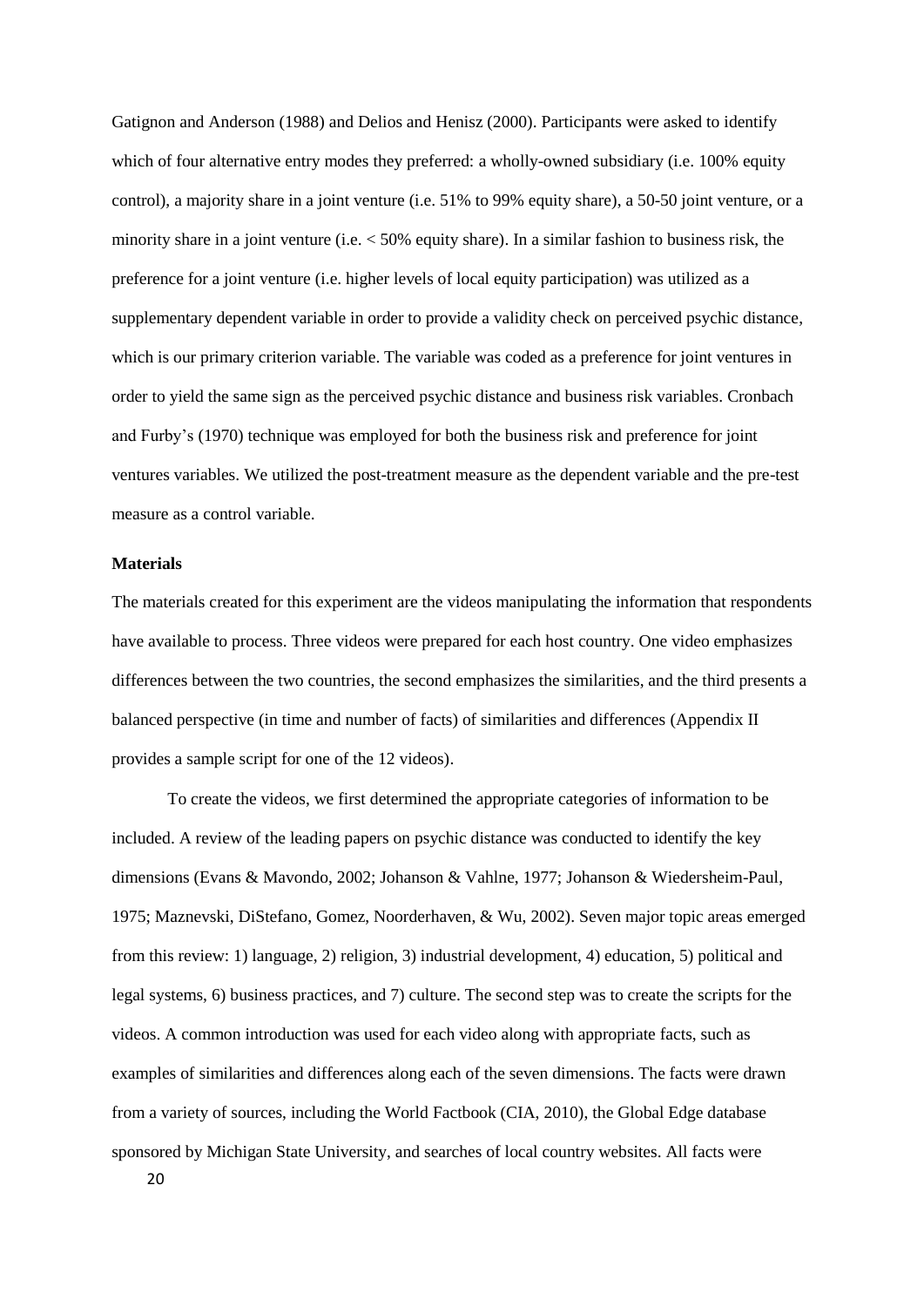Gatignon and Anderson (1988) and Delios and Henisz (2000). Participants were asked to identify which of four alternative entry modes they preferred: a wholly-owned subsidiary (i.e. 100% equity control), a majority share in a joint venture (i.e. 51% to 99% equity share), a 50-50 joint venture, or a minority share in a joint venture (i.e. < 50% equity share). In a similar fashion to business risk, the preference for a joint venture (i.e. higher levels of local equity participation) was utilized as a supplementary dependent variable in order to provide a validity check on perceived psychic distance, which is our primary criterion variable. The variable was coded as a preference for joint ventures in order to yield the same sign as the perceived psychic distance and business risk variables. Cronbach and Furby's (1970) technique was employed for both the business risk and preference for joint ventures variables. We utilized the post-treatment measure as the dependent variable and the pre-test measure as a control variable.

**Materials**

The materials created for this experiment are the videos manipulating the information that respondents have available to process. Three videos were prepared for each host country. One video emphasizes differences between the two countries, the second emphasizes the similarities, and the third presents a balanced perspective (in time and number of facts) of similarities and differences (Appendix II provides a sample script for one of the 12 videos).

To create the videos, we first determined the appropriate categories of information to be included. A review of the leading papers on psychic distance was conducted to identify the key dimensions (Evans & Mavondo, 2002; Johanson & Vahlne, 1977; Johanson & Wiedersheim-Paul, 1975; Maznevski, DiStefano, Gomez, Noorderhaven, & Wu, 2002). Seven major topic areas emerged from this review: 1) language, 2) religion, 3) industrial development, 4) education, 5) political and legal systems, 6) business practices, and 7) culture. The second step was to create the scripts for the videos. A common introduction was used for each video along with appropriate facts, such as examples of similarities and differences along each of the seven dimensions. The facts were drawn from a variety of sources, including the World Factbook (CIA, 2010), the Global Edge database sponsored by Michigan State University, and searches of local country websites. All facts were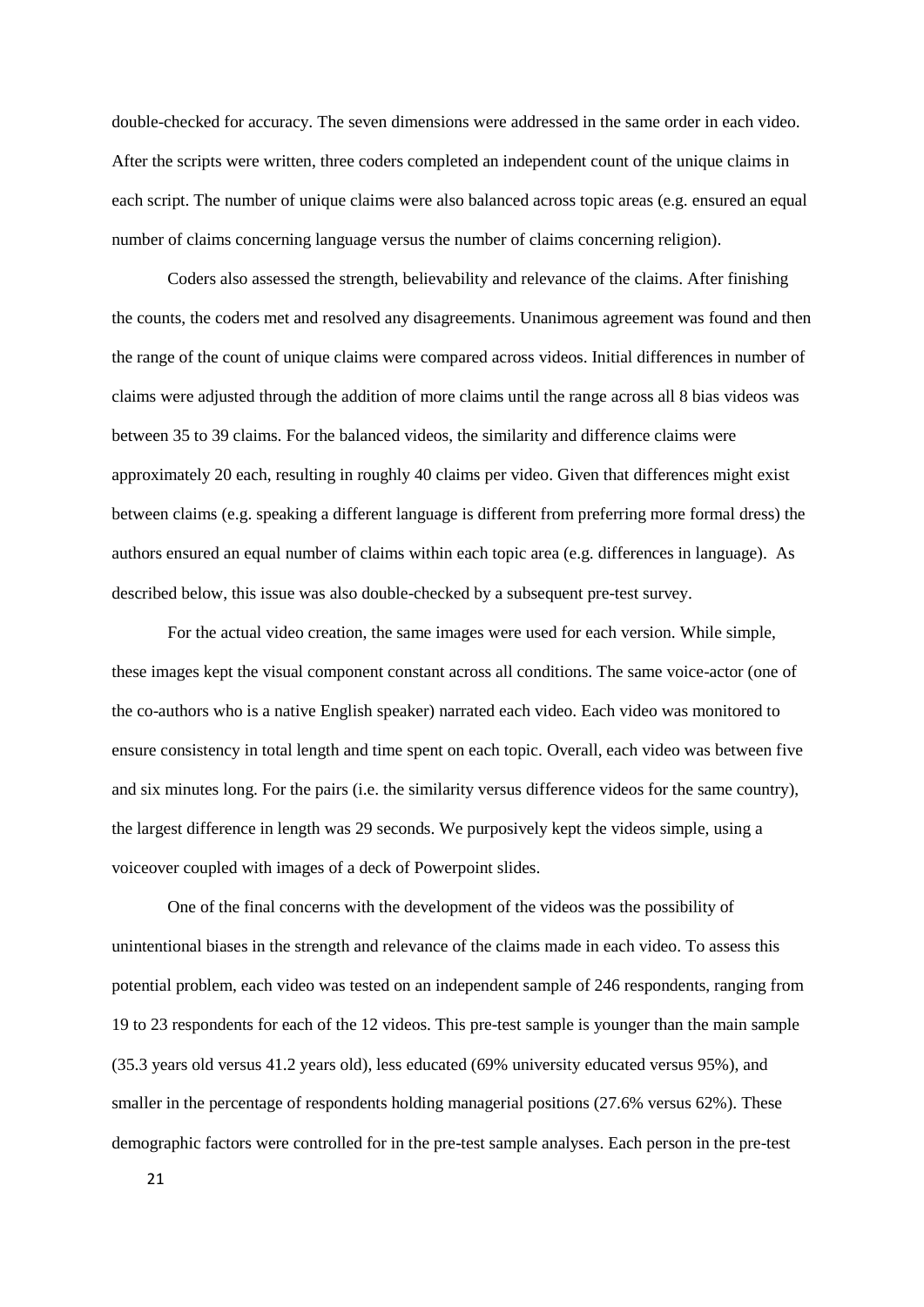double-checked for accuracy. The seven dimensions were addressed in the same order in each video. After the scripts were written, three coders completed an independent count of the unique claims in each script. The number of unique claims were also balanced across topic areas (e.g. ensured an equal number of claims concerning language versus the number of claims concerning religion).

Coders also assessed the strength, believability and relevance of the claims. After finishing the counts, the coders met and resolved any disagreements. Unanimous agreement was found and then the range of the count of unique claims were compared across videos. Initial differences in number of claims were adjusted through the addition of more claims until the range across all 8 bias videos was between 35 to 39 claims. For the balanced videos, the similarity and difference claims were approximately 20 each, resulting in roughly 40 claims per video. Given that differences might exist between claims (e.g. speaking a different language is different from preferring more formal dress) the authors ensured an equal number of claims within each topic area (e.g. differences in language). As described below, this issue was also double-checked by a subsequent pre-test survey.

For the actual video creation, the same images were used for each version. While simple, these images kept the visual component constant across all conditions. The same voice-actor (one of the co-authors who is a native English speaker) narrated each video. Each video was monitored to ensure consistency in total length and time spent on each topic. Overall, each video was between five and six minutes long. For the pairs (i.e. the similarity versus difference videos for the same country), the largest difference in length was 29 seconds. We purposively kept the videos simple, using a voiceover coupled with images of a deck of Powerpoint slides.

One of the final concerns with the development of the videos was the possibility of unintentional biases in the strength and relevance of the claims made in each video. To assess this potential problem, each video was tested on an independent sample of 246 respondents, ranging from 19 to 23 respondents for each of the 12 videos. This pre-test sample is younger than the main sample (35.3 years old versus 41.2 years old), less educated (69% university educated versus 95%), and smaller in the percentage of respondents holding managerial positions (27.6% versus 62%). These demographic factors were controlled for in the pre-test sample analyses. Each person in the pre-test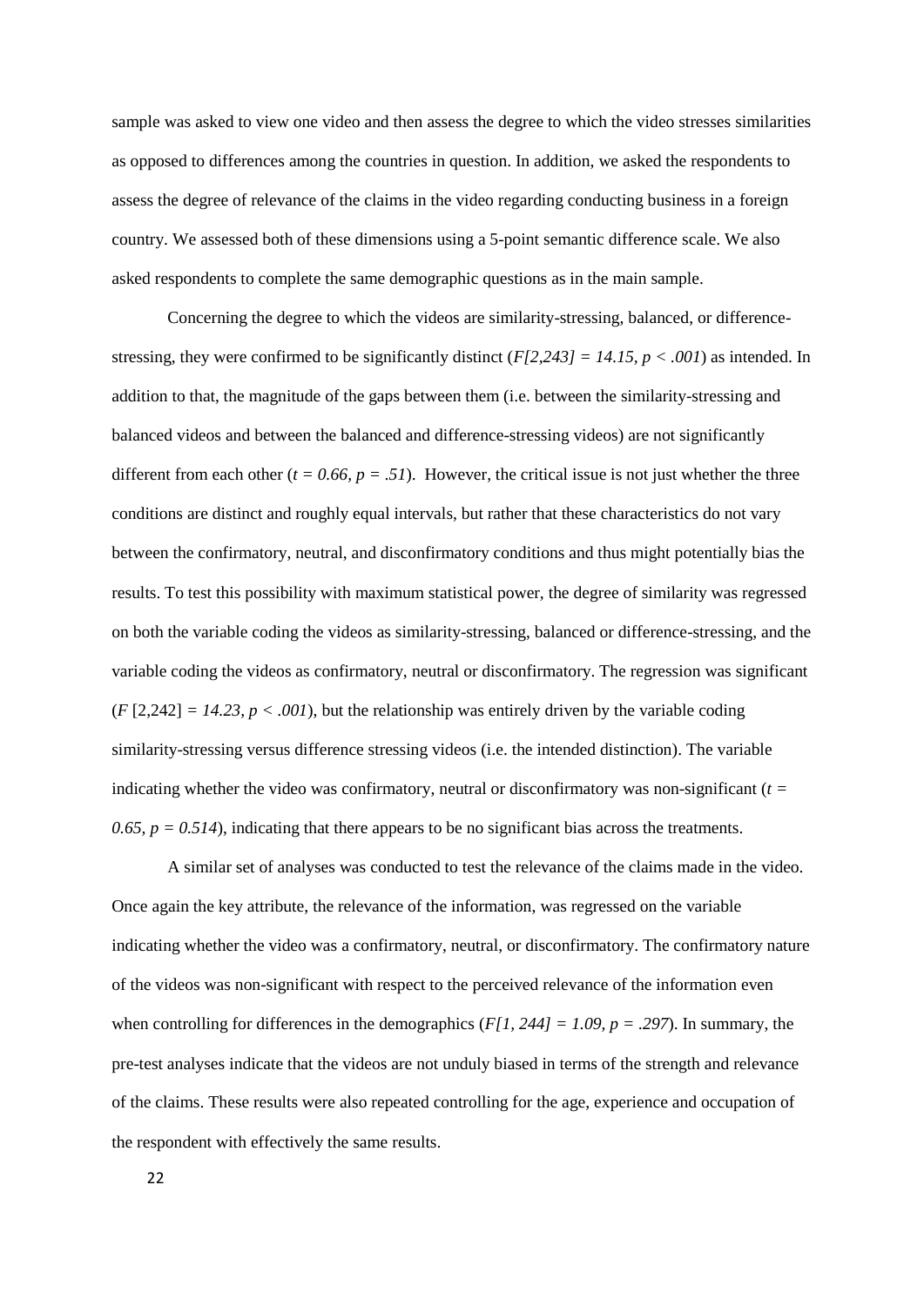sample was asked to view one video and then assess the degree to which the video stresses similarities as opposed to differences among the countries in question. In addition, we asked the respondents to assess the degree of relevance of the claims in the video regarding conducting business in a foreign country. We assessed both of these dimensions using a 5-point semantic difference scale. We also asked respondents to complete the same demographic questions as in the main sample.

Concerning the degree to which the videos are similarity-stressing, balanced, or difference-stressing, they were confirmed to be significantly distinct ($F[2,243] = 14.15, p < .001$) as intended. In addition to that, the magnitude of the gaps between them (i.e. between the similarity-stressing and balanced videos and between the balanced and difference-stressing videos) are not significantly different from each other ($t = 0.66, p = .51$). However, the critical issue is not just whether the three conditions are distinct and roughly equal intervals, but rather that these characteristics do not vary between the confirmatory, neutral, and disconfirmatory conditions and thus might potentially bias the results. To test this possibility with maximum statistical power, the degree of similarity was regressed on both the variable coding the videos as similarity-stressing, balanced or difference-stressing, and the variable coding the videos as confirmatory, neutral or disconfirmatory. The regression was significant ($F$ [2,242] $= 14.23, p < .001$), but the relationship was entirely driven by the variable coding similarity-stressing versus difference stressing videos (i.e. the intended distinction). The variable indicating whether the video was confirmatory, neutral or disconfirmatory was non-significant ($t = 0.65, p = 0.514$), indicating that there appears to be no significant bias across the treatments.

A similar set of analyses was conducted to test the relevance of the claims made in the video. Once again the key attribute, the relevance of the information, was regressed on the variable indicating whether the video was a confirmatory, neutral, or disconfirmatory. The confirmatory nature of the videos was non-significant with respect to the perceived relevance of the information even when controlling for differences in the demographics ($F[1, 244] = 1.09, p = .297$). In summary, the pre-test analyses indicate that the videos are not unduly biased in terms of the strength and relevance of the claims. These results were also repeated controlling for the age, experience and occupation of the respondent with effectively the same results.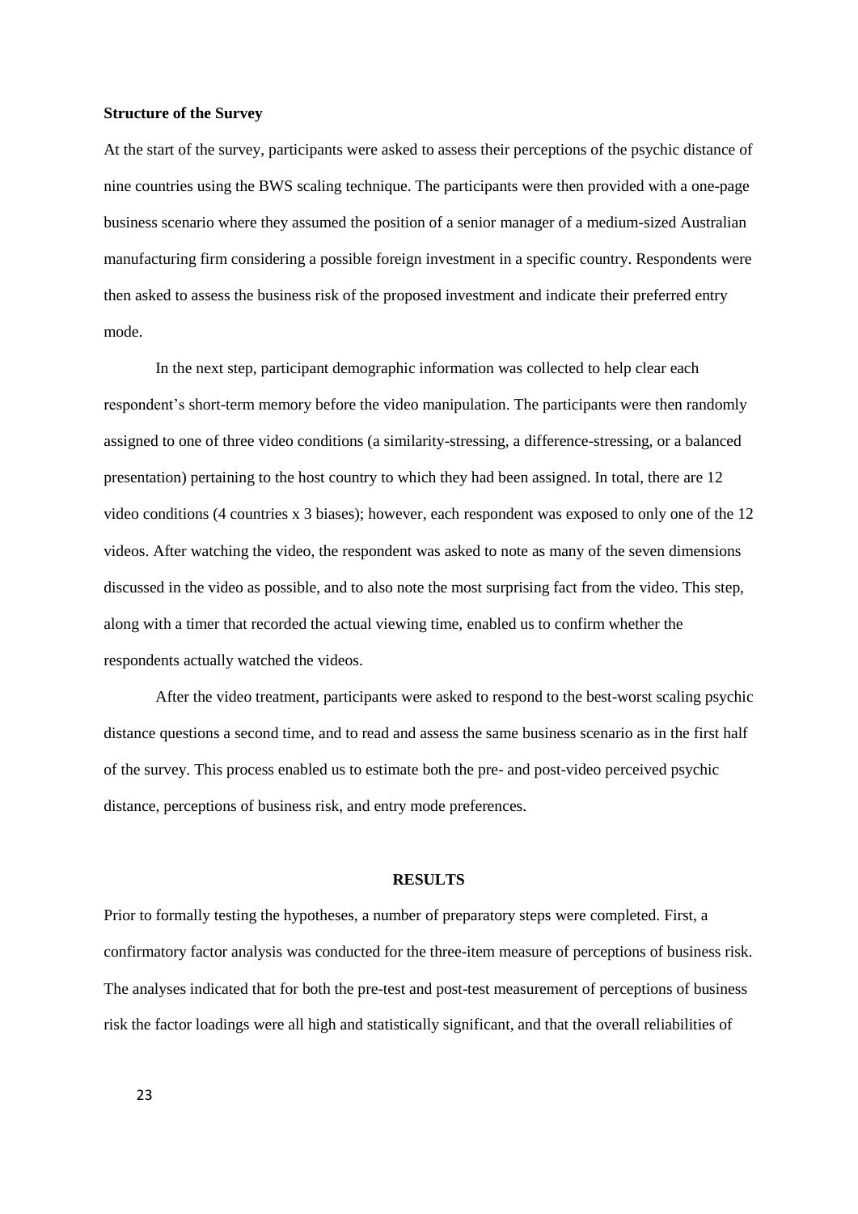**Structure of the Survey**

At the start of the survey, participants were asked to assess their perceptions of the psychic distance of nine countries using the BWS scaling technique. The participants were then provided with a one-page business scenario where they assumed the position of a senior manager of a medium-sized Australian manufacturing firm considering a possible foreign investment in a specific country. Respondents were then asked to assess the business risk of the proposed investment and indicate their preferred entry mode.

In the next step, participant demographic information was collected to help clear each respondent's short-term memory before the video manipulation. The participants were then randomly assigned to one of three video conditions (a similarity-stressing, a difference-stressing, or a balanced presentation) pertaining to the host country to which they had been assigned. In total, there are 12 video conditions (4 countries x 3 biases); however, each respondent was exposed to only one of the 12 videos. After watching the video, the respondent was asked to note as many of the seven dimensions discussed in the video as possible, and to also note the most surprising fact from the video. This step, along with a timer that recorded the actual viewing time, enabled us to confirm whether the respondents actually watched the videos.

After the video treatment, participants were asked to respond to the best-worst scaling psychic distance questions a second time, and to read and assess the same business scenario as in the first half of the survey. This process enabled us to estimate both the pre- and post-video perceived psychic distance, perceptions of business risk, and entry mode preferences.

## RESULTS

Prior to formally testing the hypotheses, a number of preparatory steps were completed. First, a confirmatory factor analysis was conducted for the three-item measure of perceptions of business risk. The analyses indicated that for both the pre-test and post-test measurement of perceptions of business risk the factor loadings were all high and statistically significant, and that the overall reliabilities of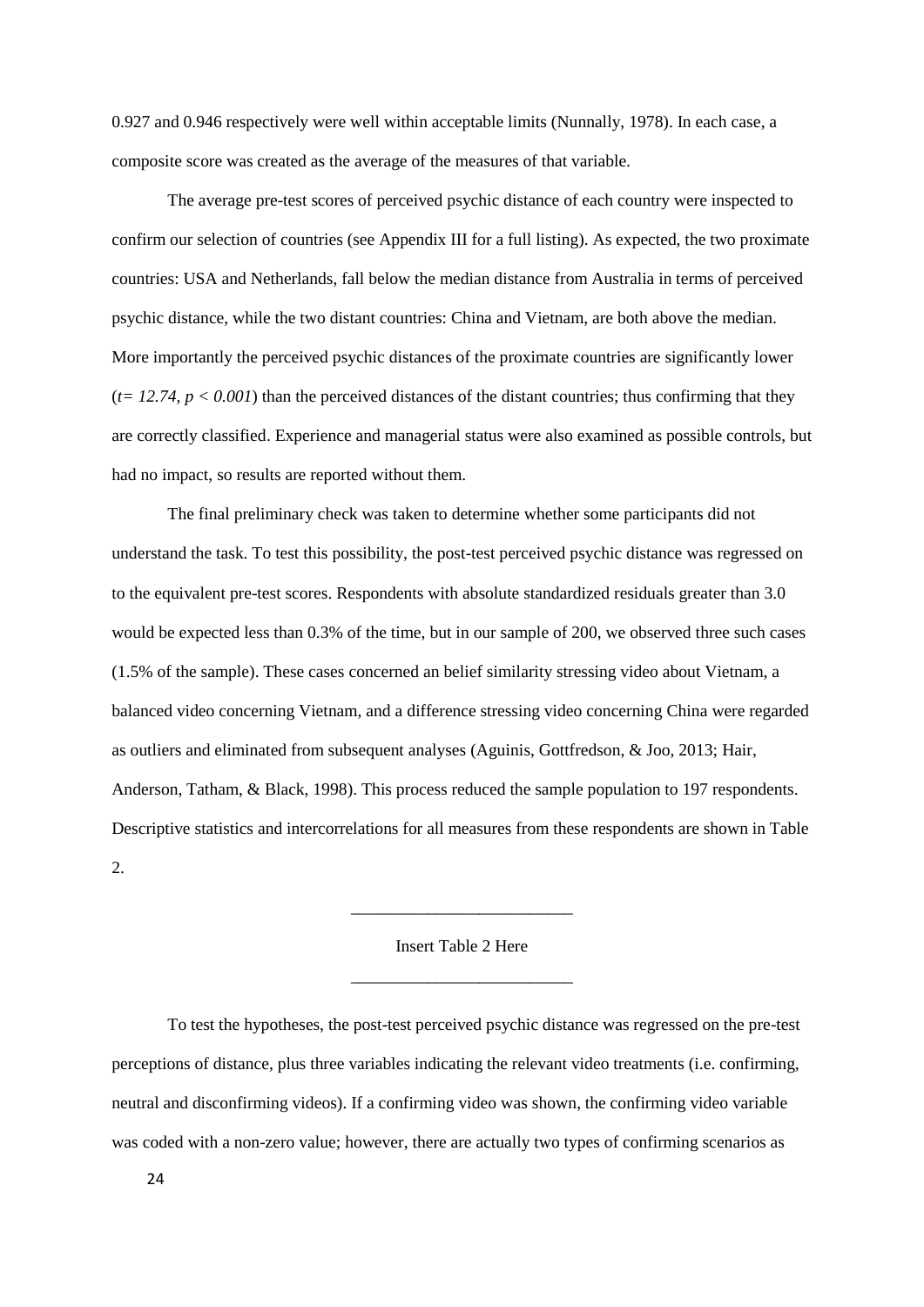0.927 and 0.946 respectively were well within acceptable limits (Nunnally, 1978). In each case, a composite score was created as the average of the measures of that variable.

The average pre-test scores of perceived psychic distance of each country were inspected to confirm our selection of countries (see Appendix III for a full listing). As expected, the two proximate countries: USA and Netherlands, fall below the median distance from Australia in terms of perceived psychic distance, while the two distant countries: China and Vietnam, are both above the median. More importantly the perceived psychic distances of the proximate countries are significantly lower ($t = 12.74$, $p < 0.001$) than the perceived distances of the distant countries; thus confirming that they are correctly classified. Experience and managerial status were also examined as possible controls, but had no impact, so results are reported without them.

The final preliminary check was taken to determine whether some participants did not understand the task. To test this possibility, the post-test perceived psychic distance was regressed on to the equivalent pre-test scores. Respondents with absolute standardized residuals greater than 3.0 would be expected less than 0.3% of the time, but in our sample of 200, we observed three such cases (1.5% of the sample). These cases concerned an belief similarity stressing video about Vietnam, a balanced video concerning Vietnam, and a difference stressing video concerning China were regarded as outliers and eliminated from subsequent analyses (Aguinis, Gottfredson, & Joo, 2013; Hair, Anderson, Tatham, & Black, 1998). This process reduced the sample population to 197 respondents. Descriptive statistics and intercorrelations for all measures from these respondents are shown in Table 2.

---

Insert Table 2 Here

---

To test the hypotheses, the post-test perceived psychic distance was regressed on the pre-test perceptions of distance, plus three variables indicating the relevant video treatments (i.e. confirming, neutral and disconfirming videos). If a confirming video was shown, the confirming video variable was coded with a non-zero value; however, there are actually two types of confirming scenarios as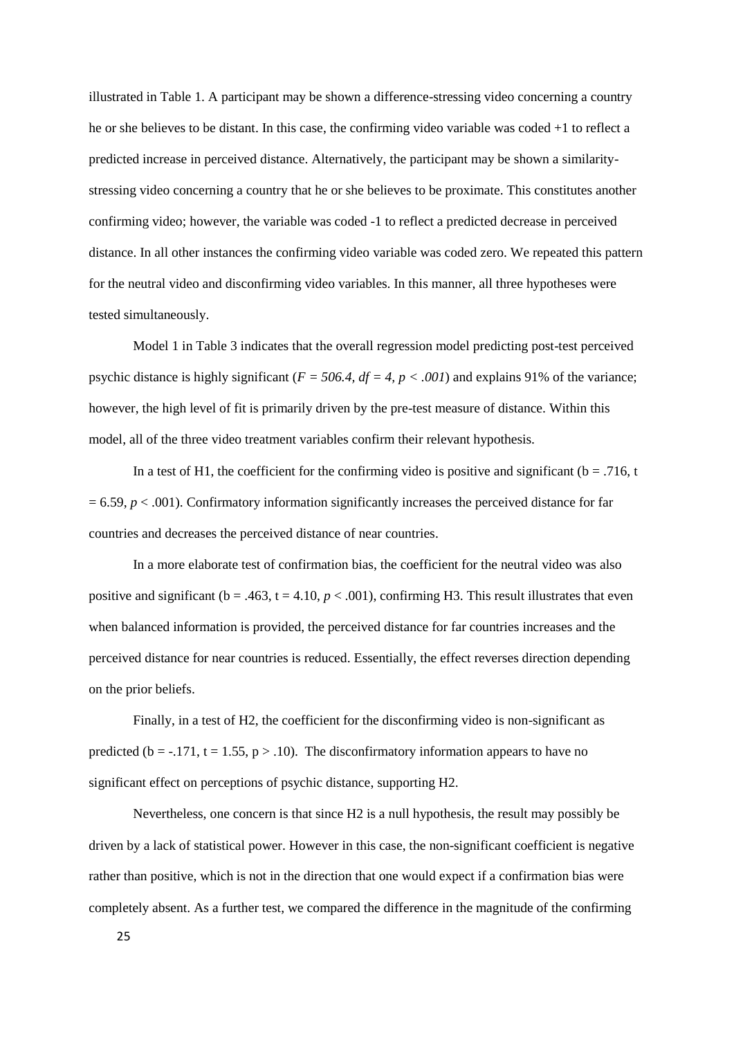illustrated in Table 1. A participant may be shown a difference-stressing video concerning a country he or she believes to be distant. In this case, the confirming video variable was coded +1 to reflect a predicted increase in perceived distance. Alternatively, the participant may be shown a similarity-stressing video concerning a country that he or she believes to be proximate. This constitutes another confirming video; however, the variable was coded -1 to reflect a predicted decrease in perceived distance. In all other instances the confirming video variable was coded zero. We repeated this pattern for the neutral video and disconfirming video variables. In this manner, all three hypotheses were tested simultaneously.

Model 1 in Table 3 indicates that the overall regression model predicting post-test perceived psychic distance is highly significant (*$F = 506.4$, $df = 4$, $p < .001$*) and explains 91% of the variance; however, the high level of fit is primarily driven by the pre-test measure of distance. Within this model, all of the three video treatment variables confirm their relevant hypothesis.

In a test of H1, the coefficient for the confirming video is positive and significant ($b = .716$, $t = 6.59$, $p < .001$). Confirmatory information significantly increases the perceived distance for far countries and decreases the perceived distance of near countries.

In a more elaborate test of confirmation bias, the coefficient for the neutral video was also positive and significant ($b = .463$, $t = 4.10$, $p < .001$), confirming H3. This result illustrates that even when balanced information is provided, the perceived distance for far countries increases and the perceived distance for near countries is reduced. Essentially, the effect reverses direction depending on the prior beliefs.

Finally, in a test of H2, the coefficient for the disconfirming video is non-significant as predicted ($b = -.171$, $t = 1.55$, $p > .10$). The disconfirmatory information appears to have no significant effect on perceptions of psychic distance, supporting H2.

Nevertheless, one concern is that since H2 is a null hypothesis, the result may possibly be driven by a lack of statistical power. However in this case, the non-significant coefficient is negative rather than positive, which is not in the direction that one would expect if a confirmation bias were completely absent. As a further test, we compared the difference in the magnitude of the confirming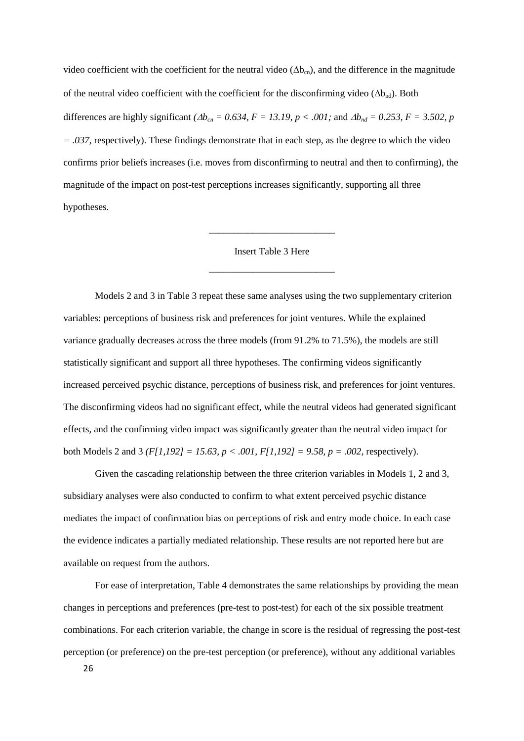video coefficient with the coefficient for the neutral video ($\Delta b_{cn}$), and the difference in the magnitude of the neutral video coefficient with the coefficient for the disconfirming video ($\Delta b_{nd}$). Both differences are highly significant ($\Delta b_{cn} = 0.634$, $F = 13.19$, $p < .001$; and $\Delta b_{nd} = 0.253$, $F = 3.502$, $p = .037$, respectively). These findings demonstrate that in each step, as the degree to which the video confirms prior beliefs increases (i.e. moves from disconfirming to neutral and then to confirming), the magnitude of the impact on post-test perceptions increases significantly, supporting all three hypotheses.

Insert Table 3 Here

Models 2 and 3 in Table 3 repeat these same analyses using the two supplementary criterion variables: perceptions of business risk and preferences for joint ventures. While the explained variance gradually decreases across the three models (from 91.2% to 71.5%), the models are still statistically significant and support all three hypotheses. The confirming videos significantly increased perceived psychic distance, perceptions of business risk, and preferences for joint ventures. The disconfirming videos had no significant effect, while the neutral videos had generated significant effects, and the confirming video impact was significantly greater than the neutral video impact for both Models 2 and 3 ($F[1,192] = 15.63$, $p < .001$, $F[1,192] = 9.58$, $p = .002$, respectively).

Given the cascading relationship between the three criterion variables in Models 1, 2 and 3, subsidiary analyses were also conducted to confirm to what extent perceived psychic distance mediates the impact of confirmation bias on perceptions of risk and entry mode choice. In each case the evidence indicates a partially mediated relationship. These results are not reported here but are available on request from the authors.

For ease of interpretation, Table 4 demonstrates the same relationships by providing the mean changes in perceptions and preferences (pre-test to post-test) for each of the six possible treatment combinations. For each criterion variable, the change in score is the residual of regressing the post-test perception (or preference) on the pre-test perception (or preference), without any additional variables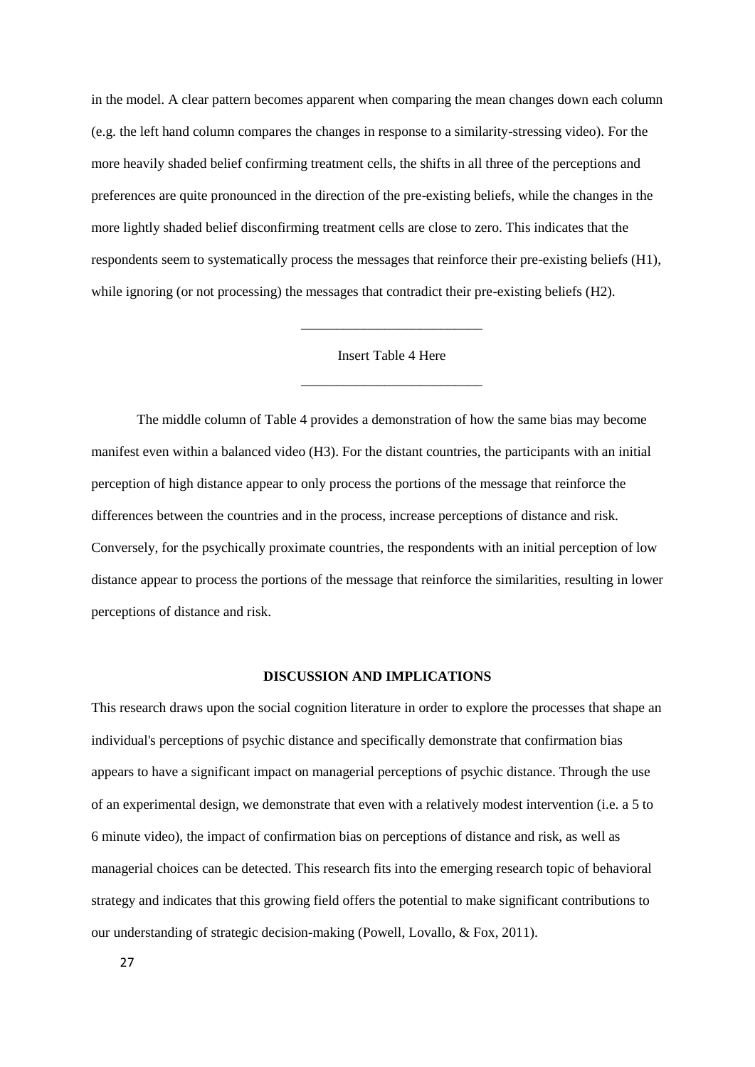in the model. A clear pattern becomes apparent when comparing the mean changes down each column (e.g. the left hand column compares the changes in response to a similarity-stressing video). For the more heavily shaded belief confirming treatment cells, the shifts in all three of the perceptions and preferences are quite pronounced in the direction of the pre-existing beliefs, while the changes in the more lightly shaded belief disconfirming treatment cells are close to zero. This indicates that the respondents seem to systematically process the messages that reinforce their pre-existing beliefs (H1), while ignoring (or not processing) the messages that contradict their pre-existing beliefs (H2).

---

Insert Table 4 Here

---

The middle column of Table 4 provides a demonstration of how the same bias may become manifest even within a balanced video (H3). For the distant countries, the participants with an initial perception of high distance appear to only process the portions of the message that reinforce the differences between the countries and in the process, increase perceptions of distance and risk. Conversely, for the psychically proximate countries, the respondents with an initial perception of low distance appear to process the portions of the message that reinforce the similarities, resulting in lower perceptions of distance and risk.

## DISCUSSION AND IMPLICATIONS

This research draws upon the social cognition literature in order to explore the processes that shape an individual's perceptions of psychic distance and specifically demonstrate that confirmation bias appears to have a significant impact on managerial perceptions of psychic distance. Through the use of an experimental design, we demonstrate that even with a relatively modest intervention (i.e. a 5 to 6 minute video), the impact of confirmation bias on perceptions of distance and risk, as well as managerial choices can be detected. This research fits into the emerging research topic of behavioral strategy and indicates that this growing field offers the potential to make significant contributions to our understanding of strategic decision-making (Powell, Lovallo, & Fox, 2011).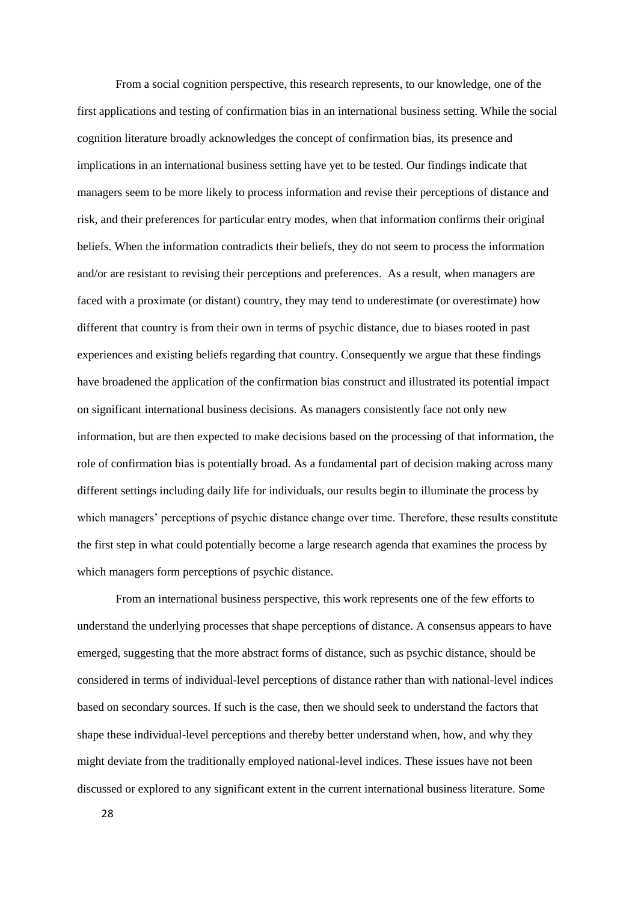From a social cognition perspective, this research represents, to our knowledge, one of the first applications and testing of confirmation bias in an international business setting. While the social cognition literature broadly acknowledges the concept of confirmation bias, its presence and implications in an international business setting have yet to be tested. Our findings indicate that managers seem to be more likely to process information and revise their perceptions of distance and risk, and their preferences for particular entry modes, when that information confirms their original beliefs. When the information contradicts their beliefs, they do not seem to process the information and/or are resistant to revising their perceptions and preferences. As a result, when managers are faced with a proximate (or distant) country, they may tend to underestimate (or overestimate) how different that country is from their own in terms of psychic distance, due to biases rooted in past experiences and existing beliefs regarding that country. Consequently we argue that these findings have broadened the application of the confirmation bias construct and illustrated its potential impact on significant international business decisions. As managers consistently face not only new information, but are then expected to make decisions based on the processing of that information, the role of confirmation bias is potentially broad. As a fundamental part of decision making across many different settings including daily life for individuals, our results begin to illuminate the process by which managers' perceptions of psychic distance change over time. Therefore, these results constitute the first step in what could potentially become a large research agenda that examines the process by which managers form perceptions of psychic distance.

From an international business perspective, this work represents one of the few efforts to understand the underlying processes that shape perceptions of distance. A consensus appears to have emerged, suggesting that the more abstract forms of distance, such as psychic distance, should be considered in terms of individual-level perceptions of distance rather than with national-level indices based on secondary sources. If such is the case, then we should seek to understand the factors that shape these individual-level perceptions and thereby better understand when, how, and why they might deviate from the traditionally employed national-level indices. These issues have not been discussed or explored to any significant extent in the current international business literature. Some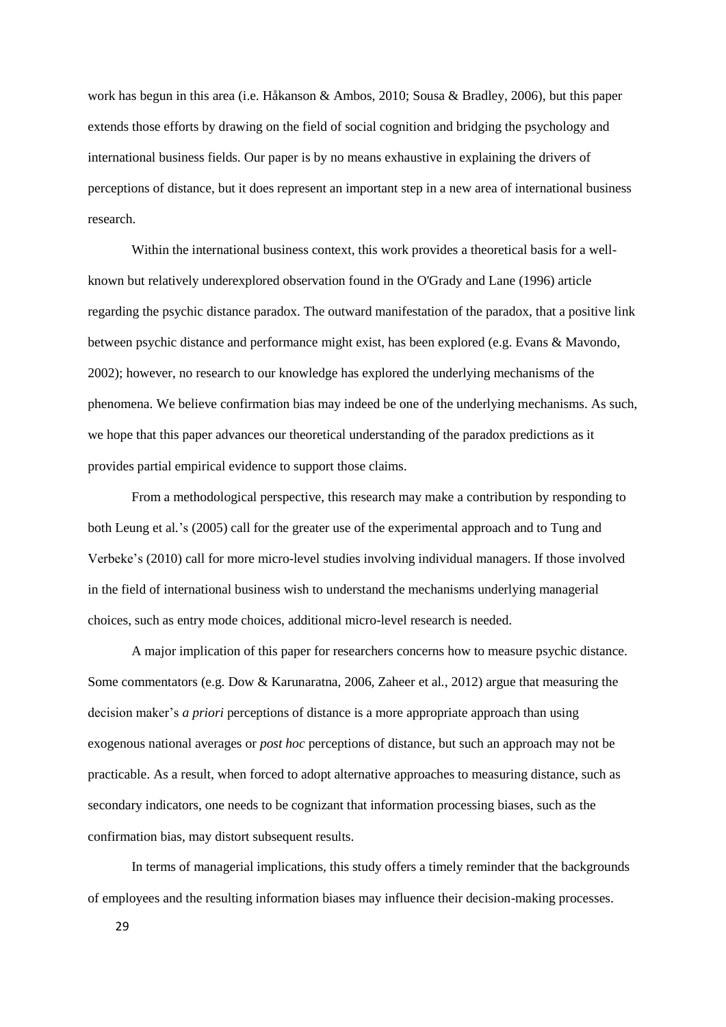work has begun in this area (i.e. Håkanson & Ambos, 2010; Sousa & Bradley, 2006), but this paper extends those efforts by drawing on the field of social cognition and bridging the psychology and international business fields. Our paper is by no means exhaustive in explaining the drivers of perceptions of distance, but it does represent an important step in a new area of international business research.

Within the international business context, this work provides a theoretical basis for a well-known but relatively underexplored observation found in the O'Grady and Lane (1996) article regarding the psychic distance paradox. The outward manifestation of the paradox, that a positive link between psychic distance and performance might exist, has been explored (e.g. Evans & Mavondo, 2002); however, no research to our knowledge has explored the underlying mechanisms of the phenomena. We believe confirmation bias may indeed be one of the underlying mechanisms. As such, we hope that this paper advances our theoretical understanding of the paradox predictions as it provides partial empirical evidence to support those claims.

From a methodological perspective, this research may make a contribution by responding to both Leung et al.'s (2005) call for the greater use of the experimental approach and to Tung and Verbeke's (2010) call for more micro-level studies involving individual managers. If those involved in the field of international business wish to understand the mechanisms underlying managerial choices, such as entry mode choices, additional micro-level research is needed.

A major implication of this paper for researchers concerns how to measure psychic distance. Some commentators (e.g. Dow & Karunaratna, 2006, Zaheer et al., 2012) argue that measuring the decision maker's *a priori* perceptions of distance is a more appropriate approach than using exogenous national averages or *post hoc* perceptions of distance, but such an approach may not be practicable. As a result, when forced to adopt alternative approaches to measuring distance, such as secondary indicators, one needs to be cognizant that information processing biases, such as the confirmation bias, may distort subsequent results.

In terms of managerial implications, this study offers a timely reminder that the backgrounds of employees and the resulting information biases may influence their decision-making processes.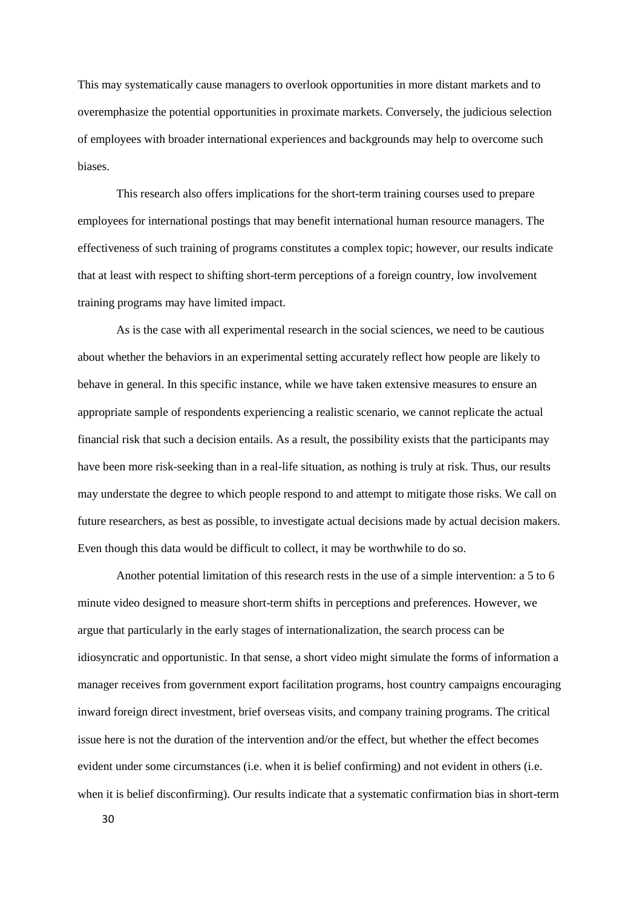This may systematically cause managers to overlook opportunities in more distant markets and to overemphasize the potential opportunities in proximate markets. Conversely, the judicious selection of employees with broader international experiences and backgrounds may help to overcome such biases.

This research also offers implications for the short-term training courses used to prepare employees for international postings that may benefit international human resource managers. The effectiveness of such training of programs constitutes a complex topic; however, our results indicate that at least with respect to shifting short-term perceptions of a foreign country, low involvement training programs may have limited impact.

As is the case with all experimental research in the social sciences, we need to be cautious about whether the behaviors in an experimental setting accurately reflect how people are likely to behave in general. In this specific instance, while we have taken extensive measures to ensure an appropriate sample of respondents experiencing a realistic scenario, we cannot replicate the actual financial risk that such a decision entails. As a result, the possibility exists that the participants may have been more risk-seeking than in a real-life situation, as nothing is truly at risk. Thus, our results may understate the degree to which people respond to and attempt to mitigate those risks. We call on future researchers, as best as possible, to investigate actual decisions made by actual decision makers. Even though this data would be difficult to collect, it may be worthwhile to do so.

Another potential limitation of this research rests in the use of a simple intervention: a 5 to 6 minute video designed to measure short-term shifts in perceptions and preferences. However, we argue that particularly in the early stages of internationalization, the search process can be idiosyncratic and opportunistic. In that sense, a short video might simulate the forms of information a manager receives from government export facilitation programs, host country campaigns encouraging inward foreign direct investment, brief overseas visits, and company training programs. The critical issue here is not the duration of the intervention and/or the effect, but whether the effect becomes evident under some circumstances (i.e. when it is belief confirming) and not evident in others (i.e. when it is belief disconfirming). Our results indicate that a systematic confirmation bias in short-term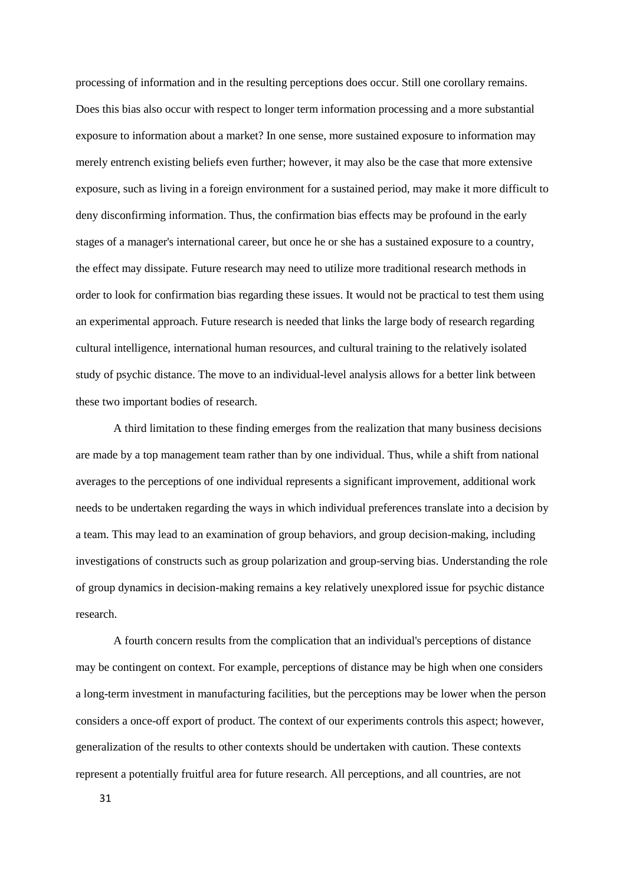processing of information and in the resulting perceptions does occur. Still one corollary remains. Does this bias also occur with respect to longer term information processing and a more substantial exposure to information about a market? In one sense, more sustained exposure to information may merely entrench existing beliefs even further; however, it may also be the case that more extensive exposure, such as living in a foreign environment for a sustained period, may make it more difficult to deny disconfirming information. Thus, the confirmation bias effects may be profound in the early stages of a manager's international career, but once he or she has a sustained exposure to a country, the effect may dissipate. Future research may need to utilize more traditional research methods in order to look for confirmation bias regarding these issues. It would not be practical to test them using an experimental approach. Future research is needed that links the large body of research regarding cultural intelligence, international human resources, and cultural training to the relatively isolated study of psychic distance. The move to an individual-level analysis allows for a better link between these two important bodies of research.

A third limitation to these finding emerges from the realization that many business decisions are made by a top management team rather than by one individual. Thus, while a shift from national averages to the perceptions of one individual represents a significant improvement, additional work needs to be undertaken regarding the ways in which individual preferences translate into a decision by a team. This may lead to an examination of group behaviors, and group decision-making, including investigations of constructs such as group polarization and group-serving bias. Understanding the role of group dynamics in decision-making remains a key relatively unexplored issue for psychic distance research.

A fourth concern results from the complication that an individual's perceptions of distance may be contingent on context. For example, perceptions of distance may be high when one considers a long-term investment in manufacturing facilities, but the perceptions may be lower when the person considers a once-off export of product. The context of our experiments controls this aspect; however, generalization of the results to other contexts should be undertaken with caution. These contexts represent a potentially fruitful area for future research. All perceptions, and all countries, are not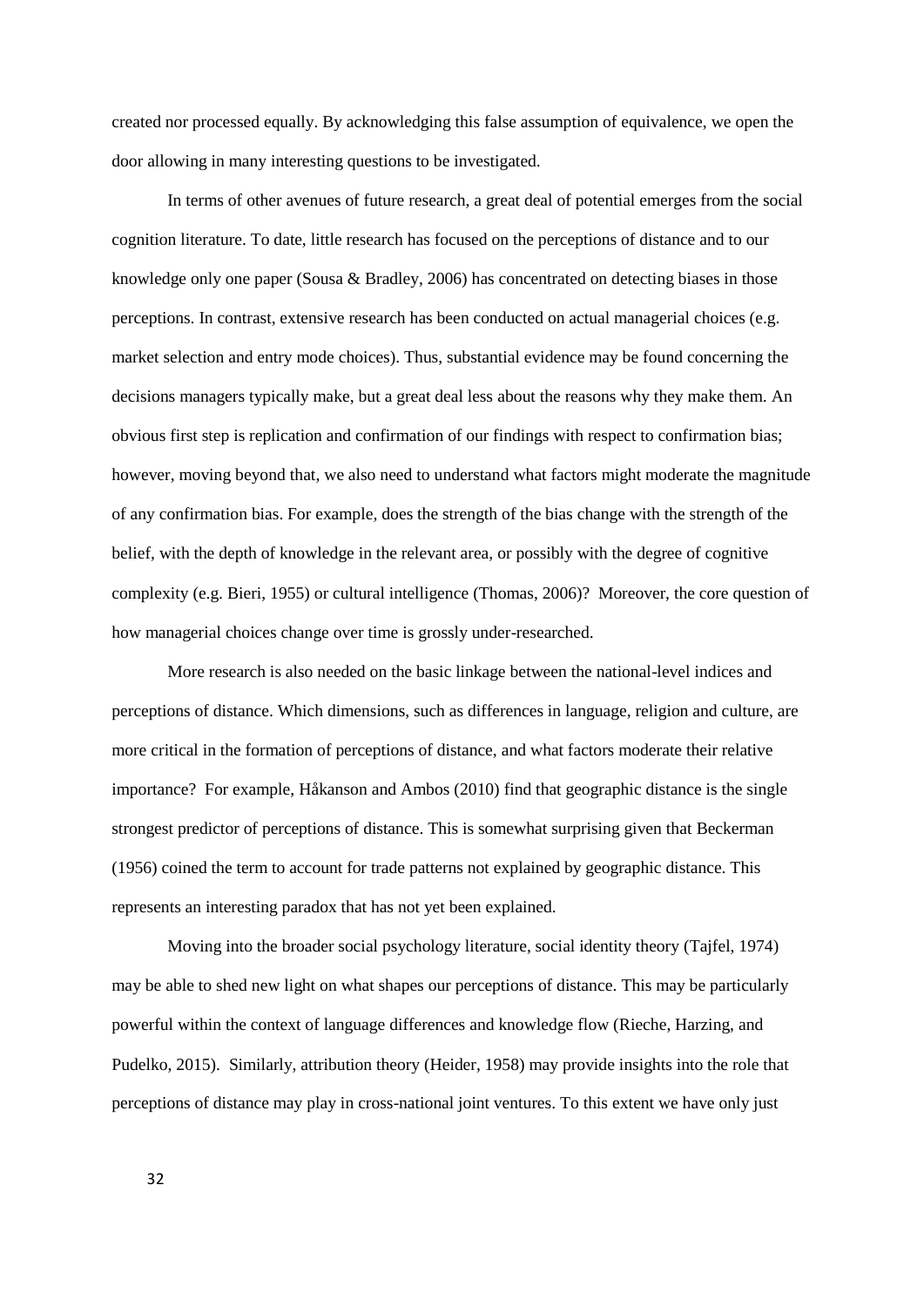created nor processed equally. By acknowledging this false assumption of equivalence, we open the door allowing in many interesting questions to be investigated.

In terms of other avenues of future research, a great deal of potential emerges from the social cognition literature. To date, little research has focused on the perceptions of distance and to our knowledge only one paper (Sousa & Bradley, 2006) has concentrated on detecting biases in those perceptions. In contrast, extensive research has been conducted on actual managerial choices (e.g. market selection and entry mode choices). Thus, substantial evidence may be found concerning the decisions managers typically make, but a great deal less about the reasons why they make them. An obvious first step is replication and confirmation of our findings with respect to confirmation bias; however, moving beyond that, we also need to understand what factors might moderate the magnitude of any confirmation bias. For example, does the strength of the bias change with the strength of the belief, with the depth of knowledge in the relevant area, or possibly with the degree of cognitive complexity (e.g. Bieri, 1955) or cultural intelligence (Thomas, 2006)? Moreover, the core question of how managerial choices change over time is grossly under-researched.

More research is also needed on the basic linkage between the national-level indices and perceptions of distance. Which dimensions, such as differences in language, religion and culture, are more critical in the formation of perceptions of distance, and what factors moderate their relative importance? For example, Håkanson and Ambos (2010) find that geographic distance is the single strongest predictor of perceptions of distance. This is somewhat surprising given that Beckerman (1956) coined the term to account for trade patterns not explained by geographic distance. This represents an interesting paradox that has not yet been explained.

Moving into the broader social psychology literature, social identity theory (Tajfel, 1974) may be able to shed new light on what shapes our perceptions of distance. This may be particularly powerful within the context of language differences and knowledge flow (Rieche, Harzing, and Pudelko, 2015). Similarly, attribution theory (Heider, 1958) may provide insights into the role that perceptions of distance may play in cross-national joint ventures. To this extent we have only just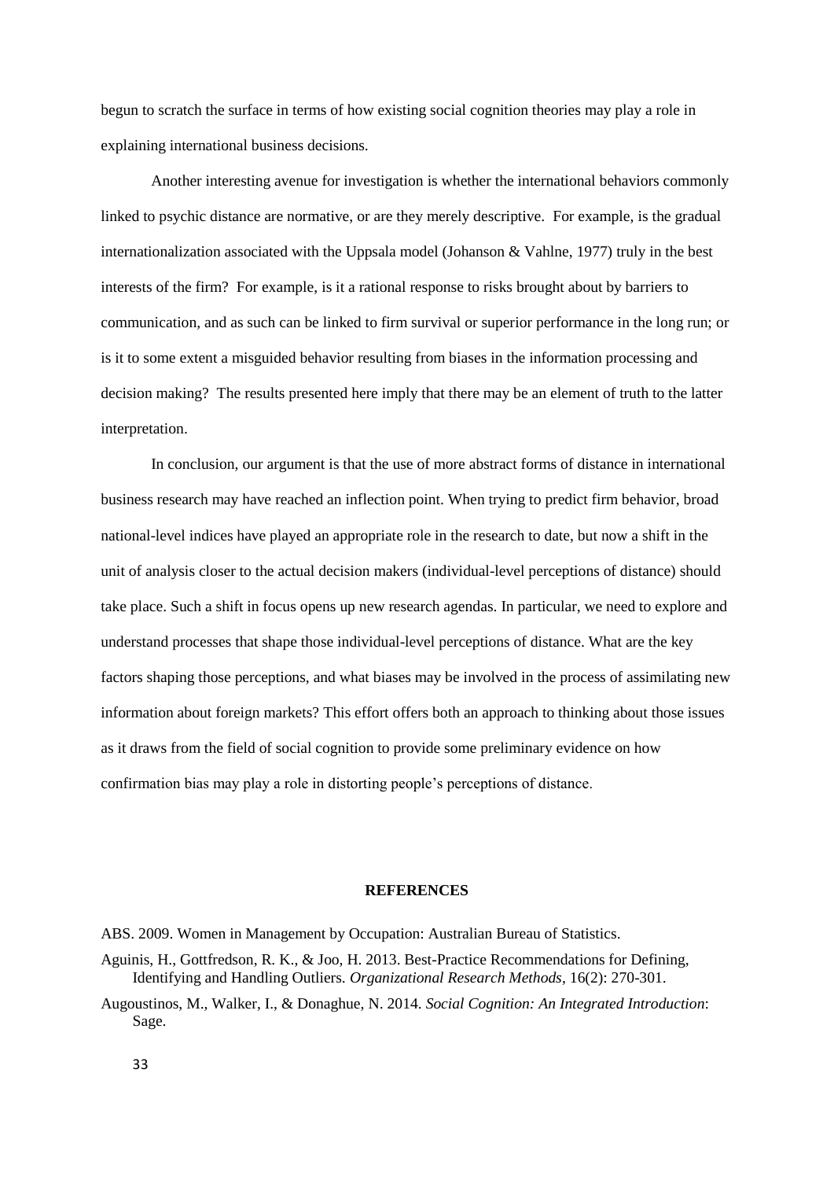begun to scratch the surface in terms of how existing social cognition theories may play a role in explaining international business decisions.

Another interesting avenue for investigation is whether the international behaviors commonly linked to psychic distance are normative, or are they merely descriptive. For example, is the gradual internationalization associated with the Uppsala model (Johanson & Vahlne, 1977) truly in the best interests of the firm? For example, is it a rational response to risks brought about by barriers to communication, and as such can be linked to firm survival or superior performance in the long run; or is it to some extent a misguided behavior resulting from biases in the information processing and decision making? The results presented here imply that there may be an element of truth to the latter interpretation.

In conclusion, our argument is that the use of more abstract forms of distance in international business research may have reached an inflection point. When trying to predict firm behavior, broad national-level indices have played an appropriate role in the research to date, but now a shift in the unit of analysis closer to the actual decision makers (individual-level perceptions of distance) should take place. Such a shift in focus opens up new research agendas. In particular, we need to explore and understand processes that shape those individual-level perceptions of distance. What are the key factors shaping those perceptions, and what biases may be involved in the process of assimilating new information about foreign markets? This effort offers both an approach to thinking about those issues as it draws from the field of social cognition to provide some preliminary evidence on how confirmation bias may play a role in distorting people's perceptions of distance.

## REFERENCES

ABS. 2009. Women in Management by Occupation: Australian Bureau of Statistics.

Aguinis, H., Gottfredson, R. K., & Joo, H. 2013. Best-Practice Recommendations for Defining, Identifying and Handling Outliers. *Organizational Research Methods*, 16(2): 270-301.

Augoustinos, M., Walker, I., & Donaghue, N. 2014. *Social Cognition: An Integrated Introduction*: Sage.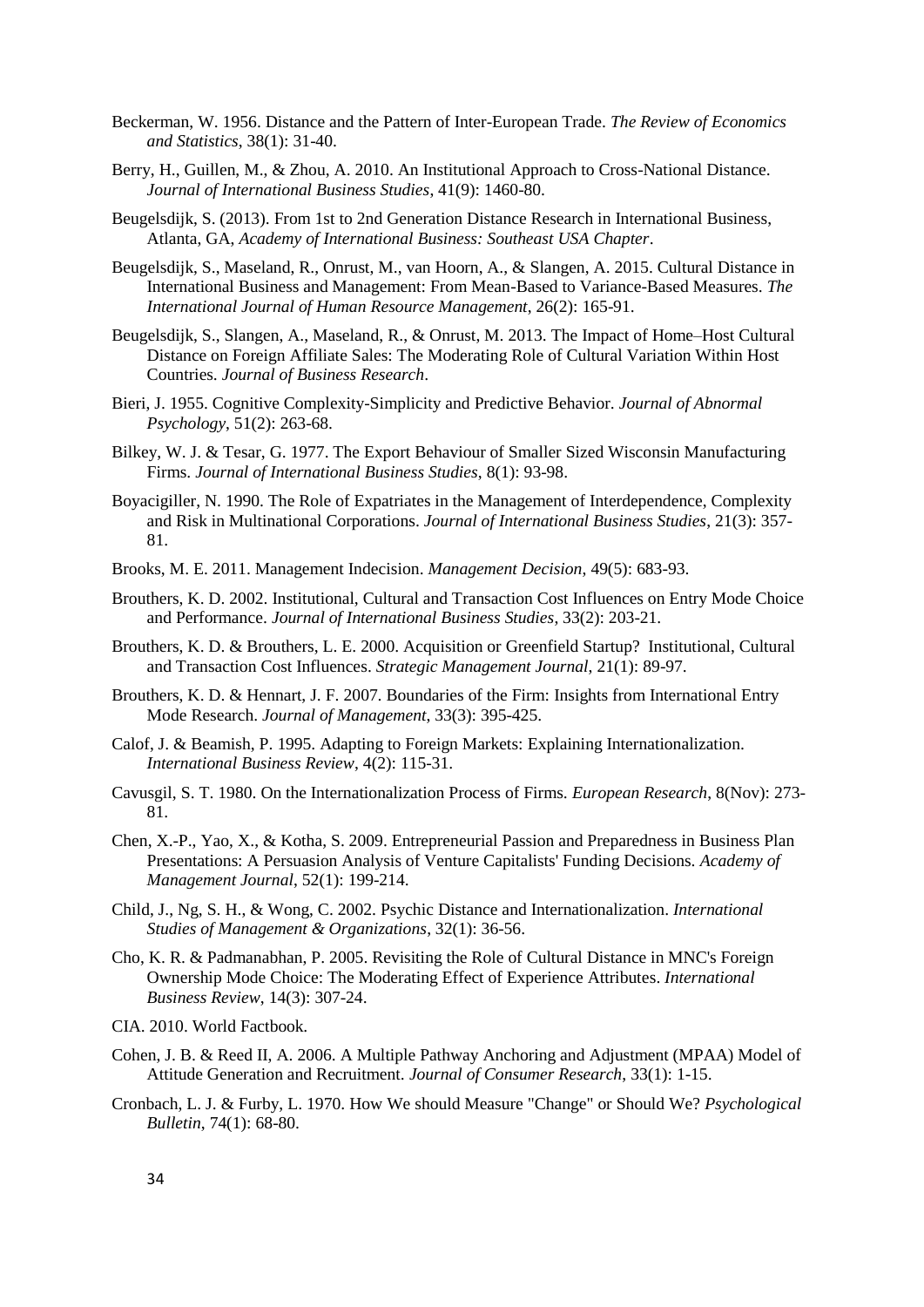Beckerman, W. 1956. Distance and the Pattern of Inter-European Trade. *The Review of Economics and Statistics*, 38(1): 31-40.

Berry, H., Guillen, M., & Zhou, A. 2010. An Institutional Approach to Cross-National Distance. *Journal of International Business Studies*, 41(9): 1460-80.

Beugelsdijk, S. (2013). From 1st to 2nd Generation Distance Research in International Business, Atlanta, GA, *Academy of International Business: Southeast USA Chapter*.

Beugelsdijk, S., Maseland, R., Onrust, M., van Hoorn, A., & Slangen, A. 2015. Cultural Distance in International Business and Management: From Mean-Based to Variance-Based Measures. *The International Journal of Human Resource Management*, 26(2): 165-91.

Beugelsdijk, S., Slangen, A., Maseland, R., & Onrust, M. 2013. The Impact of Home–Host Cultural Distance on Foreign Affiliate Sales: The Moderating Role of Cultural Variation Within Host Countries. *Journal of Business Research*.

Bieri, J. 1955. Cognitive Complexity-Simplicity and Predictive Behavior. *Journal of Abnormal Psychology*, 51(2): 263-68.

Bilkey, W. J. & Tesar, G. 1977. The Export Behaviour of Smaller Sized Wisconsin Manufacturing Firms. *Journal of International Business Studies*, 8(1): 93-98.

Boyacigiller, N. 1990. The Role of Expatriates in the Management of Interdependence, Complexity and Risk in Multinational Corporations. *Journal of International Business Studies*, 21(3): 357-81.

Brooks, M. E. 2011. Management Indecision. *Management Decision*, 49(5): 683-93.

Brouthers, K. D. 2002. Institutional, Cultural and Transaction Cost Influences on Entry Mode Choice and Performance. *Journal of International Business Studies*, 33(2): 203-21.

Brouthers, K. D. & Brouthers, L. E. 2000. Acquisition or Greenfield Startup? Institutional, Cultural and Transaction Cost Influences. *Strategic Management Journal*, 21(1): 89-97.

Brouthers, K. D. & Hennart, J. F. 2007. Boundaries of the Firm: Insights from International Entry Mode Research. *Journal of Management*, 33(3): 395-425.

Calof, J. & Beamish, P. 1995. Adapting to Foreign Markets: Explaining Internationalization. *International Business Review*, 4(2): 115-31.

Cavusgil, S. T. 1980. On the Internationalization Process of Firms. *European Research*, 8(Nov): 273-81.

Chen, X.-P., Yao, X., & Kotha, S. 2009. Entrepreneurial Passion and Preparedness in Business Plan Presentations: A Persuasion Analysis of Venture Capitalists' Funding Decisions. *Academy of Management Journal*, 52(1): 199-214.

Child, J., Ng, S. H., & Wong, C. 2002. Psychic Distance and Internationalization. *International Studies of Management & Organizations*, 32(1): 36-56.

Cho, K. R. & Padmanabhan, P. 2005. Revisiting the Role of Cultural Distance in MNC's Foreign Ownership Mode Choice: The Moderating Effect of Experience Attributes. *International Business Review*, 14(3): 307-24.

CIA. 2010. World Factbook.

Cohen, J. B. & Reed II, A. 2006. A Multiple Pathway Anchoring and Adjustment (MPAA) Model of Attitude Generation and Recruitment. *Journal of Consumer Research*, 33(1): 1-15.

Cronbach, L. J. & Furby, L. 1970. How We should Measure "Change" or Should We? *Psychological Bulletin*, 74(1): 68-80.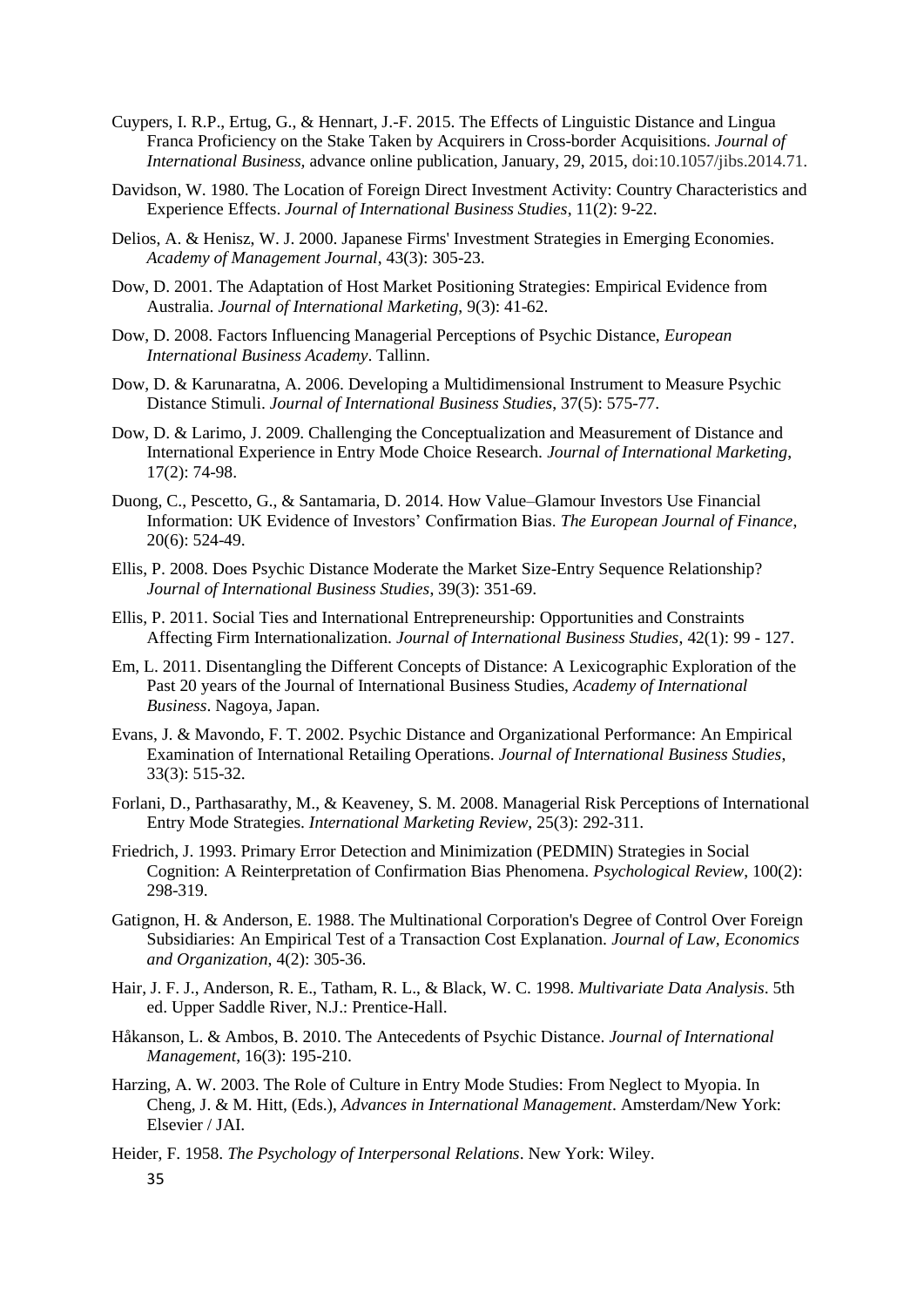Cuypers, I. R.P., Ertug, G., & Hennart, J.-F. 2015. The Effects of Linguistic Distance and Lingua Franca Proficiency on the Stake Taken by Acquirers in Cross-border Acquisitions. *Journal of International Business*, advance online publication, January, 29, 2015, doi:10.1057/jibs.2014.71.

Davidson, W. 1980. The Location of Foreign Direct Investment Activity: Country Characteristics and Experience Effects. *Journal of International Business Studies*, 11(2): 9-22.

Delios, A. & Henisz, W. J. 2000. Japanese Firms' Investment Strategies in Emerging Economies. *Academy of Management Journal*, 43(3): 305-23.

Dow, D. 2001. The Adaptation of Host Market Positioning Strategies: Empirical Evidence from Australia. *Journal of International Marketing*, 9(3): 41-62.

Dow, D. 2008. Factors Influencing Managerial Perceptions of Psychic Distance, *European International Business Academy*. Tallinn.

Dow, D. & Karunaratna, A. 2006. Developing a Multidimensional Instrument to Measure Psychic Distance Stimuli. *Journal of International Business Studies*, 37(5): 575-77.

Dow, D. & Larimo, J. 2009. Challenging the Conceptualization and Measurement of Distance and International Experience in Entry Mode Choice Research. *Journal of International Marketing*, 17(2): 74-98.

Duong, C., Pescetto, G., & Santamaria, D. 2014. How Value–Glamour Investors Use Financial Information: UK Evidence of Investors' Confirmation Bias. *The European Journal of Finance*, 20(6): 524-49.

Ellis, P. 2008. Does Psychic Distance Moderate the Market Size-Entry Sequence Relationship? *Journal of International Business Studies*, 39(3): 351-69.

Ellis, P. 2011. Social Ties and International Entrepreneurship: Opportunities and Constraints Affecting Firm Internationalization. *Journal of International Business Studies*, 42(1): 99 - 127.

Em, L. 2011. Disentangling the Different Concepts of Distance: A Lexicographic Exploration of the Past 20 years of the Journal of International Business Studies, *Academy of International Business*. Nagoya, Japan.

Evans, J. & Mavondo, F. T. 2002. Psychic Distance and Organizational Performance: An Empirical Examination of International Retailing Operations. *Journal of International Business Studies*, 33(3): 515-32.

Forlani, D., Parthasarathy, M., & Keaveney, S. M. 2008. Managerial Risk Perceptions of International Entry Mode Strategies. *International Marketing Review*, 25(3): 292-311.

Friedrich, J. 1993. Primary Error Detection and Minimization (PEDMIN) Strategies in Social Cognition: A Reinterpretation of Confirmation Bias Phenomena. *Psychological Review*, 100(2): 298-319.

Gatignon, H. & Anderson, E. 1988. The Multinational Corporation's Degree of Control Over Foreign Subsidiaries: An Empirical Test of a Transaction Cost Explanation. *Journal of Law, Economics and Organization*, 4(2): 305-36.

Hair, J. F. J., Anderson, R. E., Tatham, R. L., & Black, W. C. 1998. *Multivariate Data Analysis*. 5th ed. Upper Saddle River, N.J.: Prentice-Hall.

Håkanson, L. & Ambos, B. 2010. The Antecedents of Psychic Distance. *Journal of International Management*, 16(3): 195-210.

Harzing, A. W. 2003. The Role of Culture in Entry Mode Studies: From Neglect to Myopia. In Cheng, J. & M. Hitt, (Eds.), *Advances in International Management*. Amsterdam/New York: Elsevier / JAI.

Heider, F. 1958. *The Psychology of Interpersonal Relations*. New York: Wiley.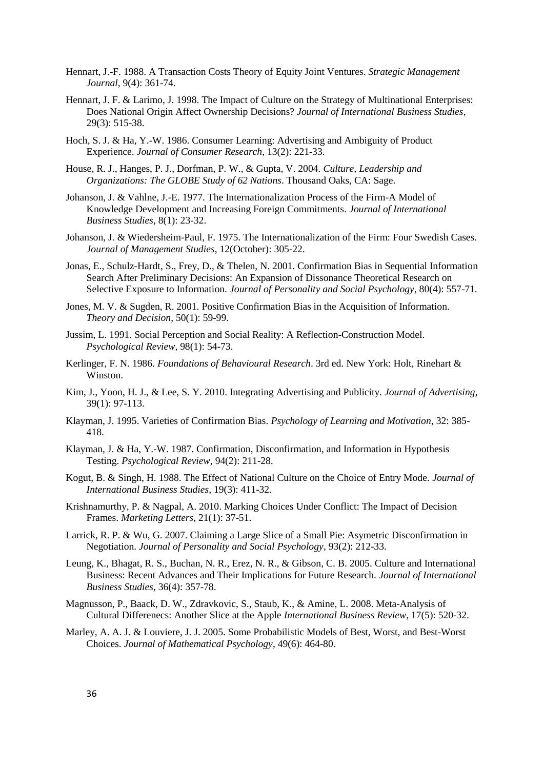Hennart, J.-F. 1988. A Transaction Costs Theory of Equity Joint Ventures. *Strategic Management Journal*, 9(4): 361-74.

Hennart, J. F. & Larimo, J. 1998. The Impact of Culture on the Strategy of Multinational Enterprises: Does National Origin Affect Ownership Decisions? *Journal of International Business Studies*, 29(3): 515-38.

Hoch, S. J. & Ha, Y.-W. 1986. Consumer Learning: Advertising and Ambiguity of Product Experience. *Journal of Consumer Research*, 13(2): 221-33.

House, R. J., Hanges, P. J., Dorfman, P. W., & Gupta, V. 2004. *Culture, Leadership and Organizations: The GLOBE Study of 62 Nations*. Thousand Oaks, CA: Sage.

Johanson, J. & Vahlne, J.-E. 1977. The Internationalization Process of the Firm-A Model of Knowledge Development and Increasing Foreign Commitments. *Journal of International Business Studies*, 8(1): 23-32.

Johanson, J. & Wiedersheim-Paul, F. 1975. The Internationalization of the Firm: Four Swedish Cases. *Journal of Management Studies*, 12(October): 305-22.

Jonas, E., Schulz-Hardt, S., Frey, D., & Thelen, N. 2001. Confirmation Bias in Sequential Information Search After Preliminary Decisions: An Expansion of Dissonance Theoretical Research on Selective Exposure to Information. *Journal of Personality and Social Psychology*, 80(4): 557-71.

Jones, M. V. & Sugden, R. 2001. Positive Confirmation Bias in the Acquisition of Information. *Theory and Decision*, 50(1): 59-99.

Jussim, L. 1991. Social Perception and Social Reality: A Reflection-Construction Model. *Psychological Review*, 98(1): 54-73.

Kerlinger, F. N. 1986. *Foundations of Behavioural Research*. 3rd ed. New York: Holt, Rinehart & Winston.

Kim, J., Yoon, H. J., & Lee, S. Y. 2010. Integrating Advertising and Publicity. *Journal of Advertising*, 39(1): 97-113.

Klayman, J. 1995. Varieties of Confirmation Bias. *Psychology of Learning and Motivation*, 32: 385-418.

Klayman, J. & Ha, Y.-W. 1987. Confirmation, Disconfirmation, and Information in Hypothesis Testing. *Psychological Review*, 94(2): 211-28.

Kogut, B. & Singh, H. 1988. The Effect of National Culture on the Choice of Entry Mode. *Journal of International Business Studies*, 19(3): 411-32.

Krishnamurthy, P. & Nagpal, A. 2010. Marking Choices Under Conflict: The Impact of Decision Frames. *Marketing Letters*, 21(1): 37-51.

Larrick, R. P. & Wu, G. 2007. Claiming a Large Slice of a Small Pie: Asymetric Disconfirmation in Negotiation. *Journal of Personality and Social Psychology*, 93(2): 212-33.

Leung, K., Bhagat, R. S., Buchan, N. R., Erez, N. R., & Gibson, C. B. 2005. Culture and International Business: Recent Advances and Their Implications for Future Research. *Journal of International Business Studies*, 36(4): 357-78.

Magnusson, P., Baack, D. W., Zdravkovic, S., Staub, K., & Amine, L. 2008. Meta-Analysis of Cultural Differenecs: Another Slice at the Apple *International Business Review*, 17(5): 520-32.

Marley, A. A. J. & Louviere, J. J. 2005. Some Probabilistic Models of Best, Worst, and Best-Worst Choices. *Journal of Mathematical Psychology*, 49(6): 464-80.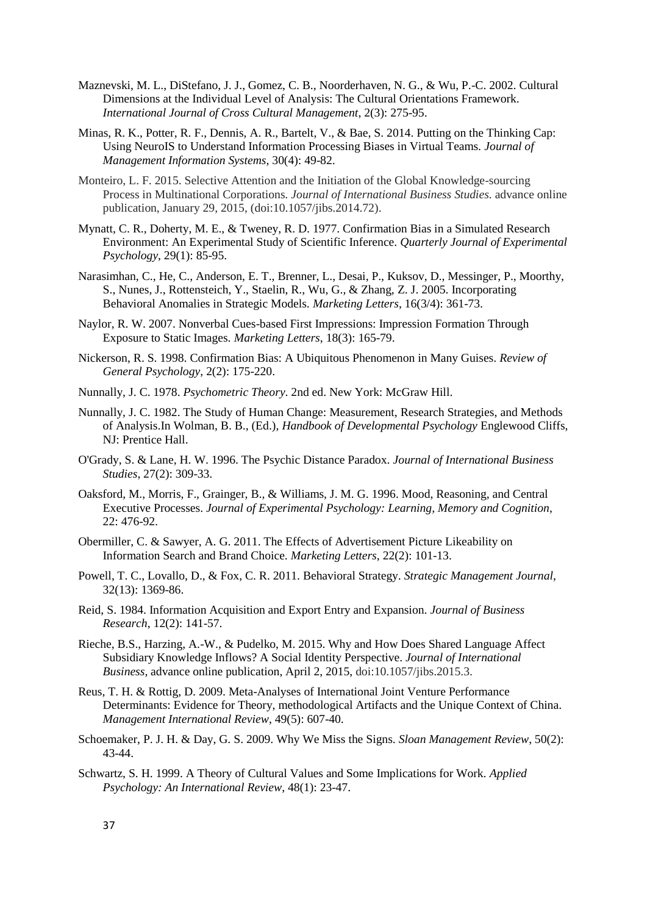Maznevski, M. L., DiStefano, J. J., Gomez, C. B., Noorderhaven, N. G., & Wu, P.-C. 2002. Cultural Dimensions at the Individual Level of Analysis: The Cultural Orientations Framework. *International Journal of Cross Cultural Management*, 2(3): 275-95.

Minas, R. K., Potter, R. F., Dennis, A. R., Bartelt, V., & Bae, S. 2014. Putting on the Thinking Cap: Using NeuroIS to Understand Information Processing Biases in Virtual Teams. *Journal of Management Information Systems*, 30(4): 49-82.

Monteiro, L. F. 2015. Selective Attention and the Initiation of the Global Knowledge-sourcing Process in Multinational Corporations. *Journal of International Business Studies.* advance online publication, January 29, 2015, (doi:10.1057/jibs.2014.72).

Mynatt, C. R., Doherty, M. E., & Tweney, R. D. 1977. Confirmation Bias in a Simulated Research Environment: An Experimental Study of Scientific Inference. *Quarterly Journal of Experimental Psychology*, 29(1): 85-95.

Narasimhan, C., He, C., Anderson, E. T., Brenner, L., Desai, P., Kuksov, D., Messinger, P., Moorthy, S., Nunes, J., Rottensteich, Y., Staelin, R., Wu, G., & Zhang, Z. J. 2005. Incorporating Behavioral Anomalies in Strategic Models. *Marketing Letters*, 16(3/4): 361-73.

Naylor, R. W. 2007. Nonverbal Cues-based First Impressions: Impression Formation Through Exposure to Static Images. *Marketing Letters*, 18(3): 165-79.

Nickerson, R. S. 1998. Confirmation Bias: A Ubiquitous Phenomenon in Many Guises. *Review of General Psychology*, 2(2): 175-220.

Nunnally, J. C. 1978. *Psychometric Theory*. 2nd ed. New York: McGraw Hill.

Nunnally, J. C. 1982. The Study of Human Change: Measurement, Research Strategies, and Methods of Analysis.In Wolman, B. B., (Ed.), *Handbook of Developmental Psychology* Englewood Cliffs, NJ: Prentice Hall.

O'Grady, S. & Lane, H. W. 1996. The Psychic Distance Paradox. *Journal of International Business Studies*, 27(2): 309-33.

Oaksford, M., Morris, F., Grainger, B., & Williams, J. M. G. 1996. Mood, Reasoning, and Central Executive Processes. *Journal of Experimental Psychology: Learning, Memory and Cognition*, 22: 476-92.

Obermiller, C. & Sawyer, A. G. 2011. The Effects of Advertisement Picture Likeability on Information Search and Brand Choice. *Marketing Letters*, 22(2): 101-13.

Powell, T. C., Lovallo, D., & Fox, C. R. 2011. Behavioral Strategy. *Strategic Management Journal*, 32(13): 1369-86.

Reid, S. 1984. Information Acquisition and Export Entry and Expansion. *Journal of Business Research*, 12(2): 141-57.

Rieche, B.S., Harzing, A.-W., & Pudelko, M. 2015. Why and How Does Shared Language Affect Subsidiary Knowledge Inflows? A Social Identity Perspective. *Journal of International Business*, advance online publication, April 2, 2015, doi:10.1057/jibs.2015.3.

Reus, T. H. & Rottig, D. 2009. Meta-Analyses of International Joint Venture Performance Determinants: Evidence for Theory, methodological Artifacts and the Unique Context of China. *Management International Review*, 49(5): 607-40.

Schoemaker, P. J. H. & Day, G. S. 2009. Why We Miss the Signs. *Sloan Management Review*, 50(2): 43-44.

Schwartz, S. H. 1999. A Theory of Cultural Values and Some Implications for Work. *Applied Psychology: An International Review*, 48(1): 23-47.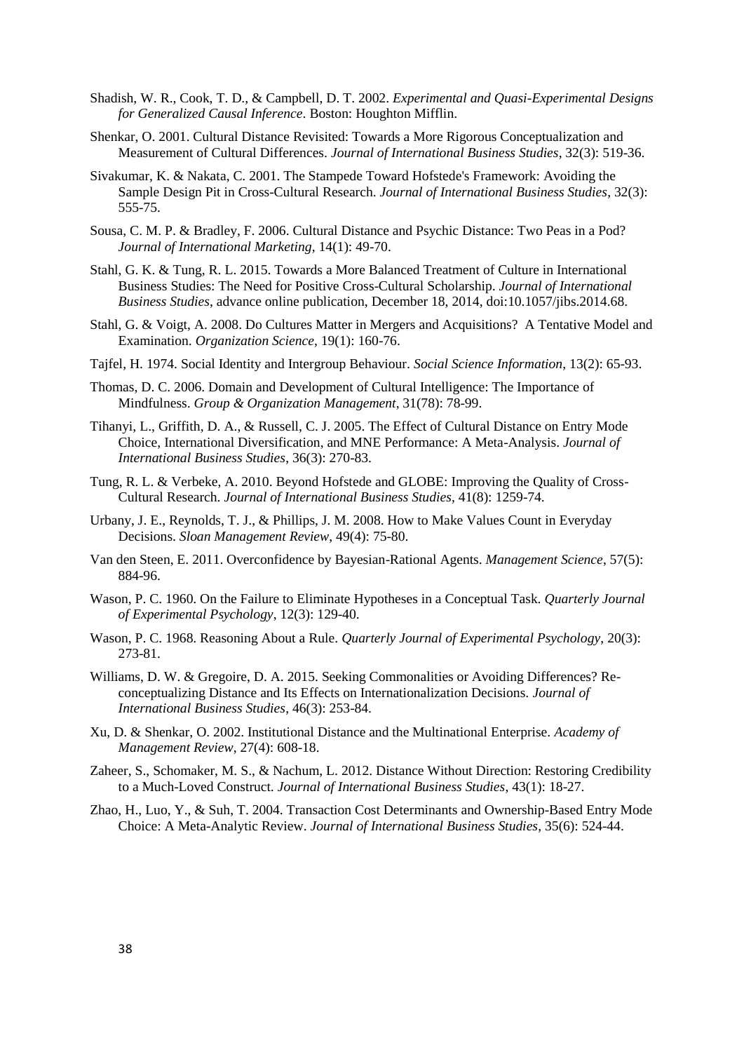Shadish, W. R., Cook, T. D., & Campbell, D. T. 2002. *Experimental and Quasi-Experimental Designs for Generalized Causal Inference*. Boston: Houghton Mifflin.

Shenkar, O. 2001. Cultural Distance Revisited: Towards a More Rigorous Conceptualization and Measurement of Cultural Differences. *Journal of International Business Studies*, 32(3): 519-36.

Sivakumar, K. & Nakata, C. 2001. The Stampede Toward Hofstede's Framework: Avoiding the Sample Design Pit in Cross-Cultural Research. *Journal of International Business Studies*, 32(3): 555-75.

Sousa, C. M. P. & Bradley, F. 2006. Cultural Distance and Psychic Distance: Two Peas in a Pod? *Journal of International Marketing*, 14(1): 49-70.

Stahl, G. K. & Tung, R. L. 2015. Towards a More Balanced Treatment of Culture in International Business Studies: The Need for Positive Cross-Cultural Scholarship. *Journal of International Business Studies*, advance online publication, December 18, 2014, doi:10.1057/jibs.2014.68.

Stahl, G. & Voigt, A. 2008. Do Cultures Matter in Mergers and Acquisitions? A Tentative Model and Examination. *Organization Science*, 19(1): 160-76.

Tajfel, H. 1974. Social Identity and Intergroup Behaviour. *Social Science Information*, 13(2): 65-93.

Thomas, D. C. 2006. Domain and Development of Cultural Intelligence: The Importance of Mindfulness. *Group & Organization Management*, 31(78): 78-99.

Tihanyi, L., Griffith, D. A., & Russell, C. J. 2005. The Effect of Cultural Distance on Entry Mode Choice, International Diversification, and MNE Performance: A Meta-Analysis. *Journal of International Business Studies*, 36(3): 270-83.

Tung, R. L. & Verbeke, A. 2010. Beyond Hofstede and GLOBE: Improving the Quality of Cross-Cultural Research. *Journal of International Business Studies*, 41(8): 1259-74.

Urbany, J. E., Reynolds, T. J., & Phillips, J. M. 2008. How to Make Values Count in Everyday Decisions. *Sloan Management Review*, 49(4): 75-80.

Van den Steen, E. 2011. Overconfidence by Bayesian-Rational Agents. *Management Science*, 57(5): 884-96.

Wason, P. C. 1960. On the Failure to Eliminate Hypotheses in a Conceptual Task. *Quarterly Journal of Experimental Psychology*, 12(3): 129-40.

Wason, P. C. 1968. Reasoning About a Rule. *Quarterly Journal of Experimental Psychology*, 20(3): 273-81.

Williams, D. W. & Gregoire, D. A. 2015. Seeking Commonalities or Avoiding Differences? Re-conceptualizing Distance and Its Effects on Internationalization Decisions. *Journal of International Business Studies*, 46(3): 253-84.

Xu, D. & Shenkar, O. 2002. Institutional Distance and the Multinational Enterprise. *Academy of Management Review*, 27(4): 608-18.

Zaheer, S., Schomaker, M. S., & Nachum, L. 2012. Distance Without Direction: Restoring Credibility to a Much-Loved Construct. *Journal of International Business Studies*, 43(1): 18-27.

Zhao, H., Luo, Y., & Suh, T. 2004. Transaction Cost Determinants and Ownership-Based Entry Mode Choice: A Meta-Analytic Review. *Journal of International Business Studies*, 35(6): 524-44.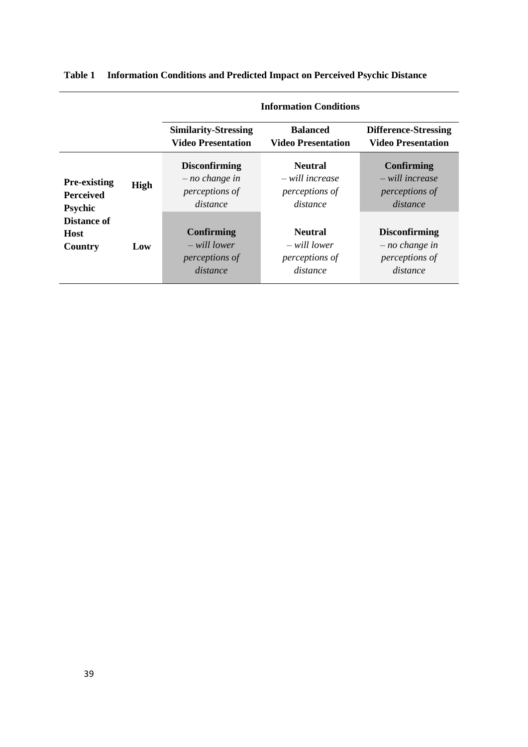**Table 1 Information Conditions and Predicted Impact on Perceived Psychic Distance**

| | | Information Conditions | | |
|---|---|---|---|---|
| | | **Similarity-Stressing Video Presentation** | **Balanced Video Presentation** | **Difference-Stressing Video Presentation** |
| **Pre-existing Perceived Psychic Distance of Host Country** | **High** | **Disconfirming** *– no change in perceptions of distance* | **Neutral** *– will increase perceptions of distance* | **Confirming** *– will increase perceptions of distance* |
| | **Low** | **Confirming** *– will lower perceptions of distance* | **Neutral** *– will lower perceptions of distance* | **Disconfirming** *– no change in perceptions of distance* |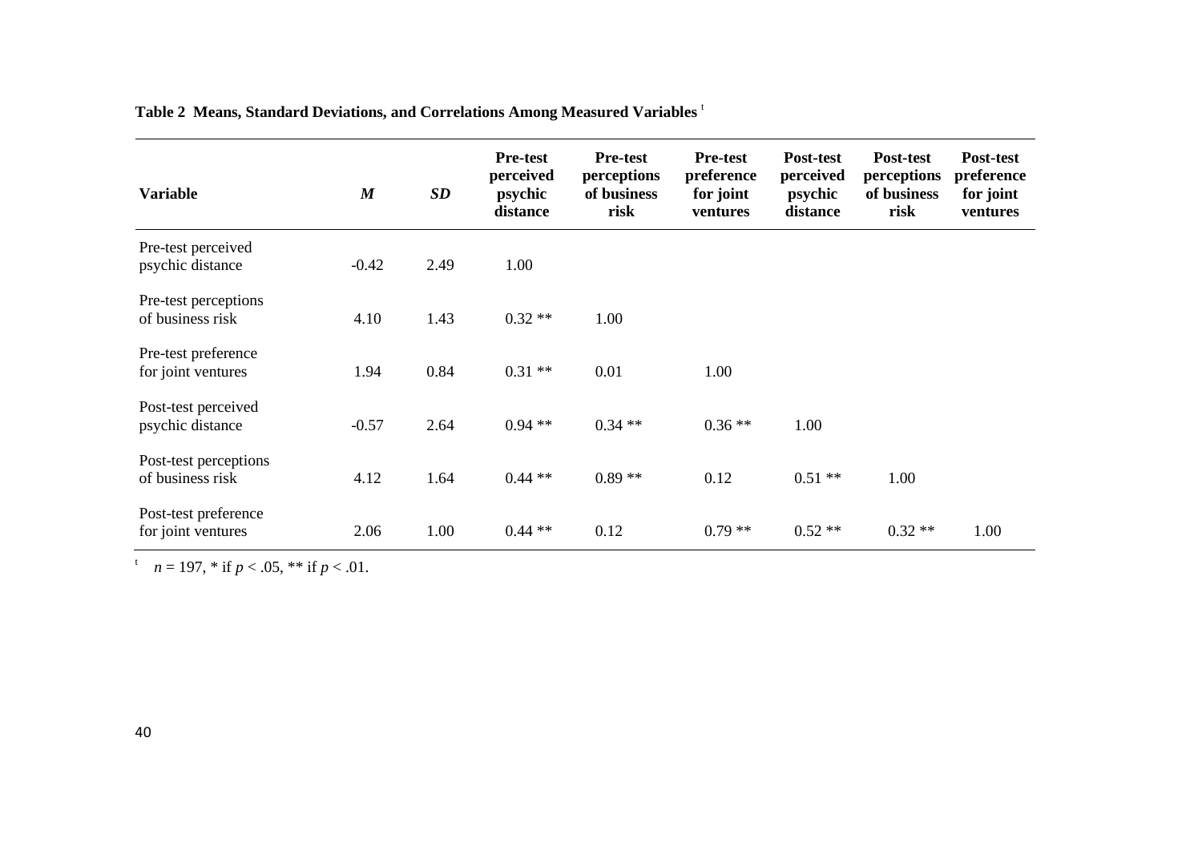**Table 2 Means, Standard Deviations, and Correlations Among Measured Variables** [t]

| Variable | *M* | *SD* | Pre-test perceived psychic distance | Pre-test perceptions of business risk | Pre-test preference for joint ventures | Post-test perceived psychic distance | Post-test perceptions of business risk | Post-test preference for joint ventures |
|---|---|---|---|---|---|---|---|---|
| Pre-test perceived psychic distance | -0.42 | 2.49 | 1.00 | | | | | |
| Pre-test perceptions of business risk | 4.10 | 1.43 | 0.32 ** | 1.00 | | | | |
| Pre-test preference for joint ventures | 1.94 | 0.84 | 0.31 ** | 0.01 | 1.00 | | | |
| Post-test perceived psychic distance | -0.57 | 2.64 | 0.94 ** | 0.34 ** | 0.36 ** | 1.00 | | |
| Post-test perceptions of business risk | 4.12 | 1.64 | 0.44 ** | 0.89 ** | 0.12 | 0.51 ** | 1.00 | |
| Post-test preference for joint ventures | 2.06 | 1.00 | 0.44 ** | 0.12 | 0.79 ** | 0.52 ** | 0.32 ** | 1.00 |

[t] $n = 197$, * if $p < .05$, ** if $p < .01$.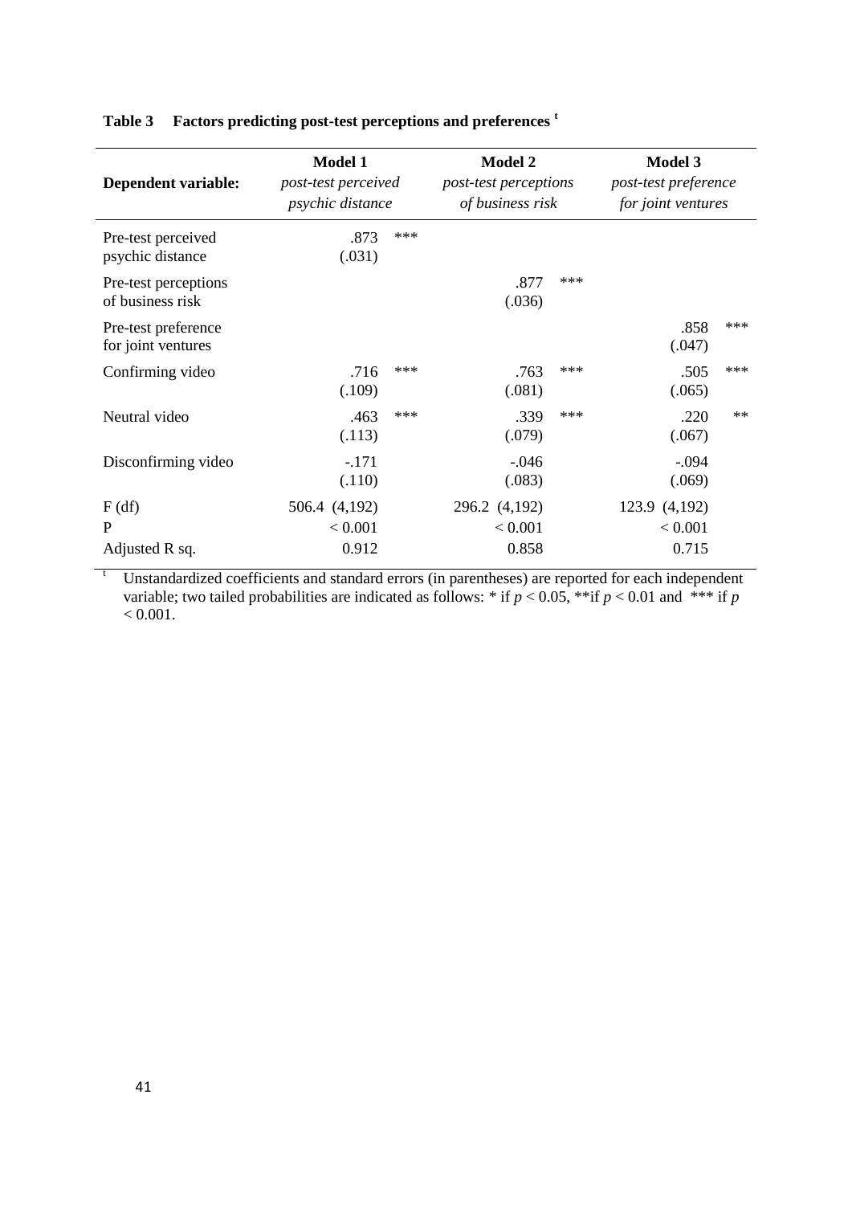**Table 3 Factors predicting post-test perceptions and preferences [t]**

| Dependent variable: | **Model 1** *post-test perceived psychic distance* | | **Model 2** *post-test perceptions of business risk* | | **Model 3** *post-test preference for joint ventures* | |
|---|---|---|---|---|---|---|
| Pre-test perceived psychic distance | .873 (.031) | *** | | | | |
| Pre-test perceptions of business risk | | | .877 (.036) | *** | | |
| Pre-test preference for joint ventures | | | | | .858 (.047) | *** |
| Confirming video | .716 (.109) | *** | .763 (.081) | *** | .505 (.065) | *** |
| Neutral video | .463 (.113) | *** | .339 (.079) | *** | .220 (.067) | ** |
| Disconfirming video | -.171 (.110) | | -.046 (.083) | | -.094 (.069) | |
| F (df) | 506.4 (4,192) | | 296.2 (4,192) | | 123.9 (4,192) | |
| P | < 0.001 | | < 0.001 | | < 0.001 | |
| Adjusted R sq. | 0.912 | | 0.858 | | 0.715 | |

[t] Unstandardized coefficients and standard errors (in parentheses) are reported for each independent variable; two tailed probabilities are indicated as follows: * if $p < 0.05$, ** if $p < 0.01$ and *** if $p < 0.001$.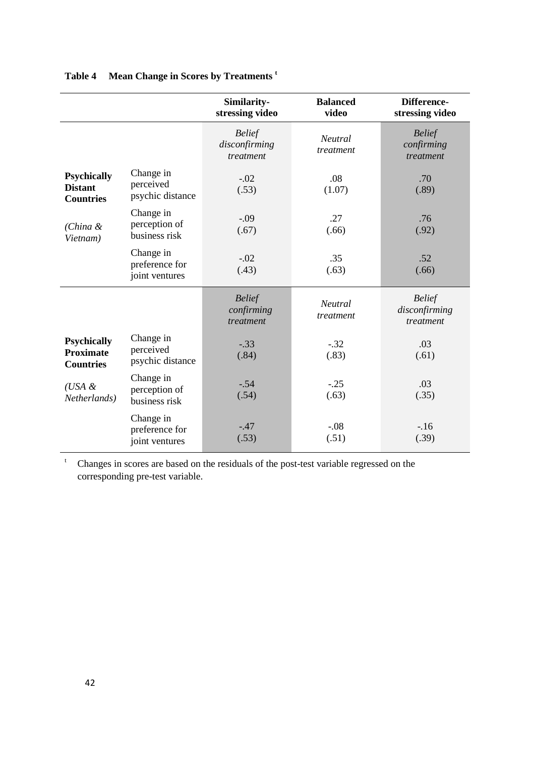**Table 4 Mean Change in Scores by Treatments** [t]

| | | Similarity-stressing video | Balanced video | Difference-stressing video |
|---|---|---|---|---|
| | | *Belief disconfirming treatment* | *Neutral treatment* | *Belief confirming treatment* |
| **Psychically Distant Countries** | Change in perceived psychic distance | -.02 (.53) | .08 (1.07) | .70 (.89) |
| *(China & Vietnam)* | Change in perception of business risk | -.09 (.67) | .27 (.66) | .76 (.92) |
| | Change in preference for joint ventures | -.02 (.43) | .35 (.63) | .52 (.66) |
| | | *Belief confirming treatment* | *Neutral treatment* | *Belief disconfirming treatment* |
| **Psychically Proximate Countries** | Change in perceived psychic distance | -.33 (.84) | -.32 (.83) | .03 (.61) |
| *(USA & Netherlands)* | Change in perception of business risk | -.54 (.54) | -.25 (.63) | .03 (.35) |
| | Change in preference for joint ventures | -.47 (.53) | -.08 (.51) | -.16 (.39) |

[t] Changes in scores are based on the residuals of the post-test variable regressed on the corresponding pre-test variable.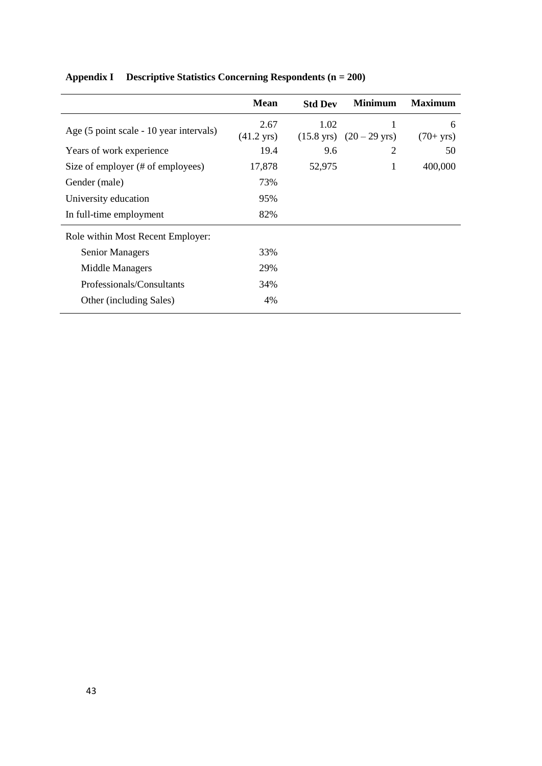**Appendix I Descriptive Statistics Concerning Respondents (n = 200)**

| | Mean | Std Dev | Minimum | Maximum |
|---|---|---|---|---|
| Age (5 point scale - 10 year intervals) | 2.67 (41.2 yrs) | 1.02 (15.8 yrs) | 1 (20 – 29 yrs) | 6 (70+ yrs) |
| Years of work experience | 19.4 | 9.6 | 2 | 50 |
| Size of employer (# of employees) | 17,878 | 52,975 | 1 | 400,000 |
| Gender (male) | 73% | | | |
| University education | 95% | | | |
| In full-time employment | 82% | | | |
| Role within Most Recent Employer: | | | | |
| Senior Managers | 33% | | | |
| Middle Managers | 29% | | | |
| Professionals/Consultants | 34% | | | |
| Other (including Sales) | 4% | | | |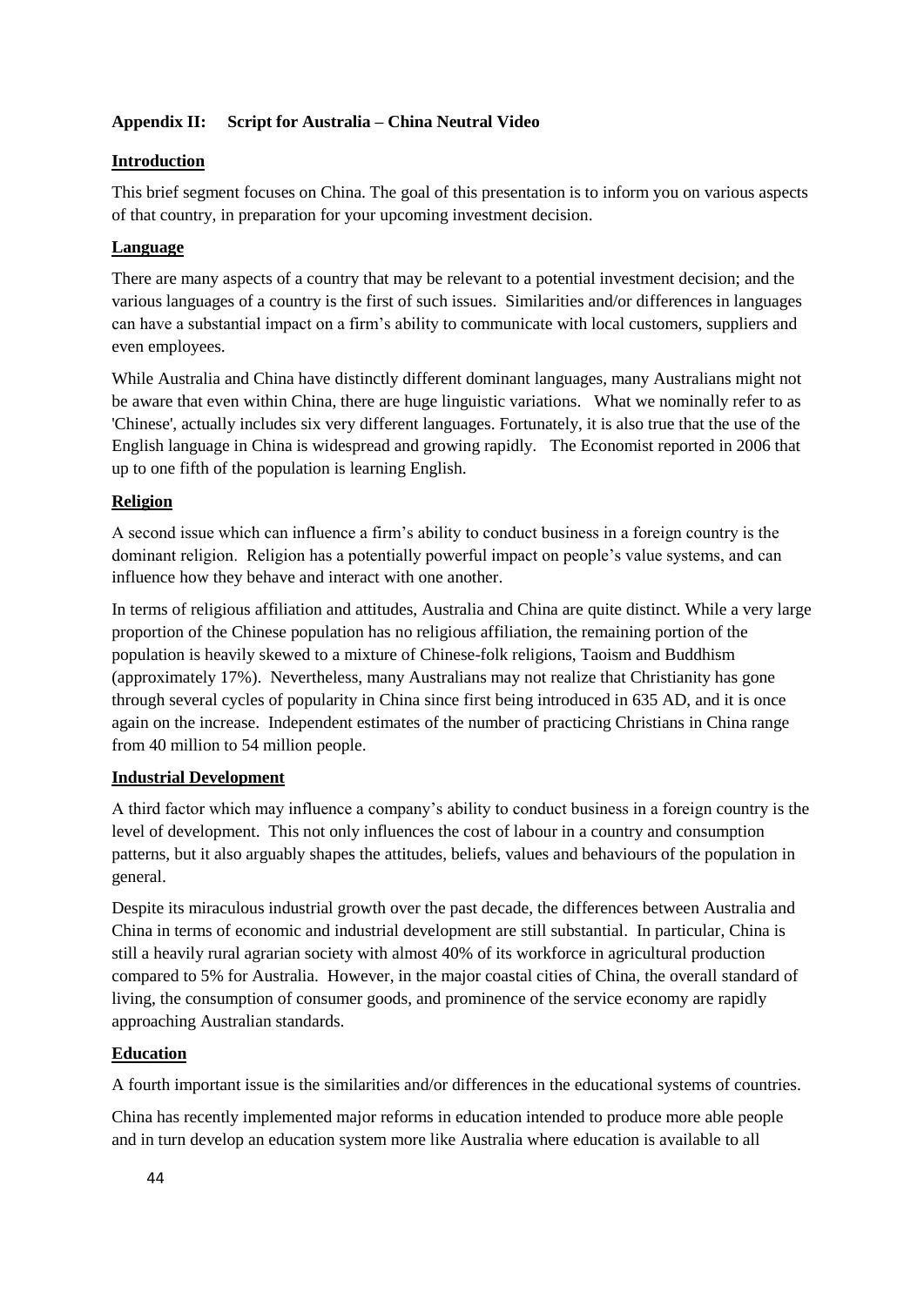## Appendix II: Script for Australia – China Neutral Video

### Introduction

This brief segment focuses on China. The goal of this presentation is to inform you on various aspects of that country, in preparation for your upcoming investment decision.

### Language

There are many aspects of a country that may be relevant to a potential investment decision; and the various languages of a country is the first of such issues. Similarities and/or differences in languages can have a substantial impact on a firm's ability to communicate with local customers, suppliers and even employees.

While Australia and China have distinctly different dominant languages, many Australians might not be aware that even within China, there are huge linguistic variations. What we nominally refer to as 'Chinese', actually includes six very different languages. Fortunately, it is also true that the use of the English language in China is widespread and growing rapidly. The Economist reported in 2006 that up to one fifth of the population is learning English.

### Religion

A second issue which can influence a firm's ability to conduct business in a foreign country is the dominant religion. Religion has a potentially powerful impact on people's value systems, and can influence how they behave and interact with one another.

In terms of religious affiliation and attitudes, Australia and China are quite distinct. While a very large proportion of the Chinese population has no religious affiliation, the remaining portion of the population is heavily skewed to a mixture of Chinese-folk religions, Taoism and Buddhism (approximately 17%). Nevertheless, many Australians may not realize that Christianity has gone through several cycles of popularity in China since first being introduced in 635 AD, and it is once again on the increase. Independent estimates of the number of practicing Christians in China range from 40 million to 54 million people.

### Industrial Development

A third factor which may influence a company's ability to conduct business in a foreign country is the level of development. This not only influences the cost of labour in a country and consumption patterns, but it also arguably shapes the attitudes, beliefs, values and behaviours of the population in general.

Despite its miraculous industrial growth over the past decade, the differences between Australia and China in terms of economic and industrial development are still substantial. In particular, China is still a heavily rural agrarian society with almost 40% of its workforce in agricultural production compared to 5% for Australia. However, in the major coastal cities of China, the overall standard of living, the consumption of consumer goods, and prominence of the service economy are rapidly approaching Australian standards.

### Education

A fourth important issue is the similarities and/or differences in the educational systems of countries.

China has recently implemented major reforms in education intended to produce more able people and in turn develop an education system more like Australia where education is available to all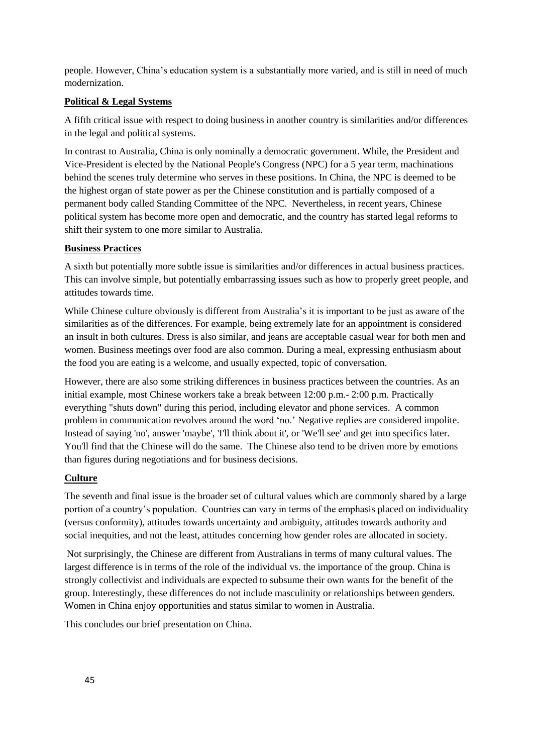people. However, China's education system is a substantially more varied, and is still in need of much modernization.

**Political & Legal Systems**

A fifth critical issue with respect to doing business in another country is similarities and/or differences in the legal and political systems.

In contrast to Australia, China is only nominally a democratic government. While, the President and Vice-President is elected by the National People's Congress (NPC) for a 5 year term, machinations behind the scenes truly determine who serves in these positions. In China, the NPC is deemed to be the highest organ of state power as per the Chinese constitution and is partially composed of a permanent body called Standing Committee of the NPC. Nevertheless, in recent years, Chinese political system has become more open and democratic, and the country has started legal reforms to shift their system to one more similar to Australia.

**Business Practices**

A sixth but potentially more subtle issue is similarities and/or differences in actual business practices. This can involve simple, but potentially embarrassing issues such as how to properly greet people, and attitudes towards time.

While Chinese culture obviously is different from Australia's it is important to be just as aware of the similarities as of the differences. For example, being extremely late for an appointment is considered an insult in both cultures. Dress is also similar, and jeans are acceptable casual wear for both men and women. Business meetings over food are also common. During a meal, expressing enthusiasm about the food you are eating is a welcome, and usually expected, topic of conversation.

However, there are also some striking differences in business practices between the countries. As an initial example, most Chinese workers take a break between 12:00 p.m.- 2:00 p.m. Practically everything "shuts down" during this period, including elevator and phone services. A common problem in communication revolves around the word 'no.' Negative replies are considered impolite. Instead of saying 'no', answer 'maybe', 'I'll think about it', or 'We'll see' and get into specifics later. You'll find that the Chinese will do the same. The Chinese also tend to be driven more by emotions than figures during negotiations and for business decisions.

**Culture**

The seventh and final issue is the broader set of cultural values which are commonly shared by a large portion of a country's population. Countries can vary in terms of the emphasis placed on individuality (versus conformity), attitudes towards uncertainty and ambiguity, attitudes towards authority and social inequities, and not the least, attitudes concerning how gender roles are allocated in society.

Not surprisingly, the Chinese are different from Australians in terms of many cultural values. The largest difference is in terms of the role of the individual vs. the importance of the group. China is strongly collectivist and individuals are expected to subsume their own wants for the benefit of the group. Interestingly, these differences do not include masculinity or relationships between genders. Women in China enjoy opportunities and status similar to women in Australia.

This concludes our brief presentation on China.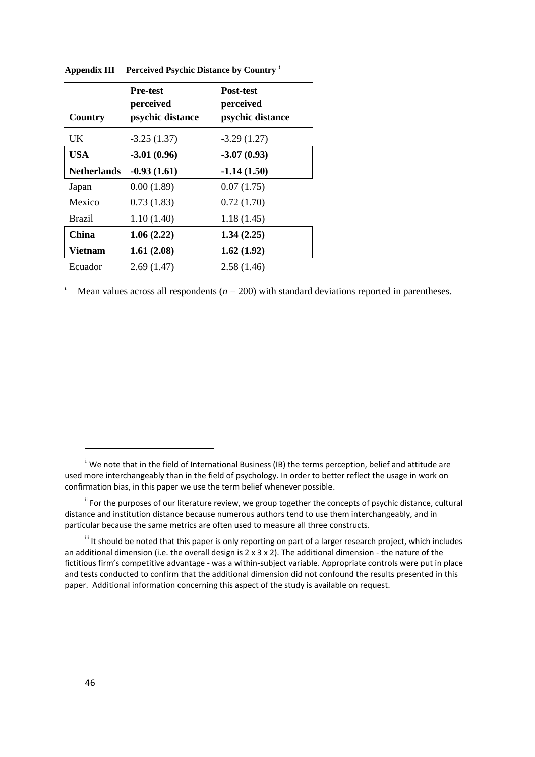**Appendix III Perceived Psychic Distance by Country** [t]

| Country | Pre-test perceived psychic distance | Post-test perceived psychic distance |
|---|---|---|
| UK | -3.25 (1.37) | -3.29 (1.27) |
| **USA** | **-3.01 (0.96)** | **-3.07 (0.93)** |
| **Netherlands** | **-0.93 (1.61)** | **-1.14 (1.50)** |
| Japan | 0.00 (1.89) | 0.07 (1.75) |
| Mexico | 0.73 (1.83) | 0.72 (1.70) |
| Brazil | 1.10 (1.40) | 1.18 (1.45) |
| **China** | **1.06 (2.22)** | **1.34 (2.25)** |
| **Vietnam** | **1.61 (2.08)** | **1.62 (1.92)** |
| Ecuador | 2.69 (1.47) | 2.58 (1.46) |

[t] Mean values across all respondents ($n = 200$) with standard deviations reported in parentheses.

---

[i] We note that in the field of International Business (IB) the terms perception, belief and attitude are used more interchangeably than in the field of psychology. In order to better reflect the usage in work on confirmation bias, in this paper we use the term belief whenever possible.

[ii] For the purposes of our literature review, we group together the concepts of psychic distance, cultural distance and institution distance because numerous authors tend to use them interchangeably, and in particular because the same metrics are often used to measure all three constructs.

[iii] It should be noted that this paper is only reporting on part of a larger research project, which includes an additional dimension (i.e. the overall design is 2 x 3 x 2). The additional dimension - the nature of the fictitious firm's competitive advantage - was a within-subject variable. Appropriate controls were put in place and tests conducted to confirm that the additional dimension did not confound the results presented in this paper. Additional information concerning this aspect of the study is available on request.